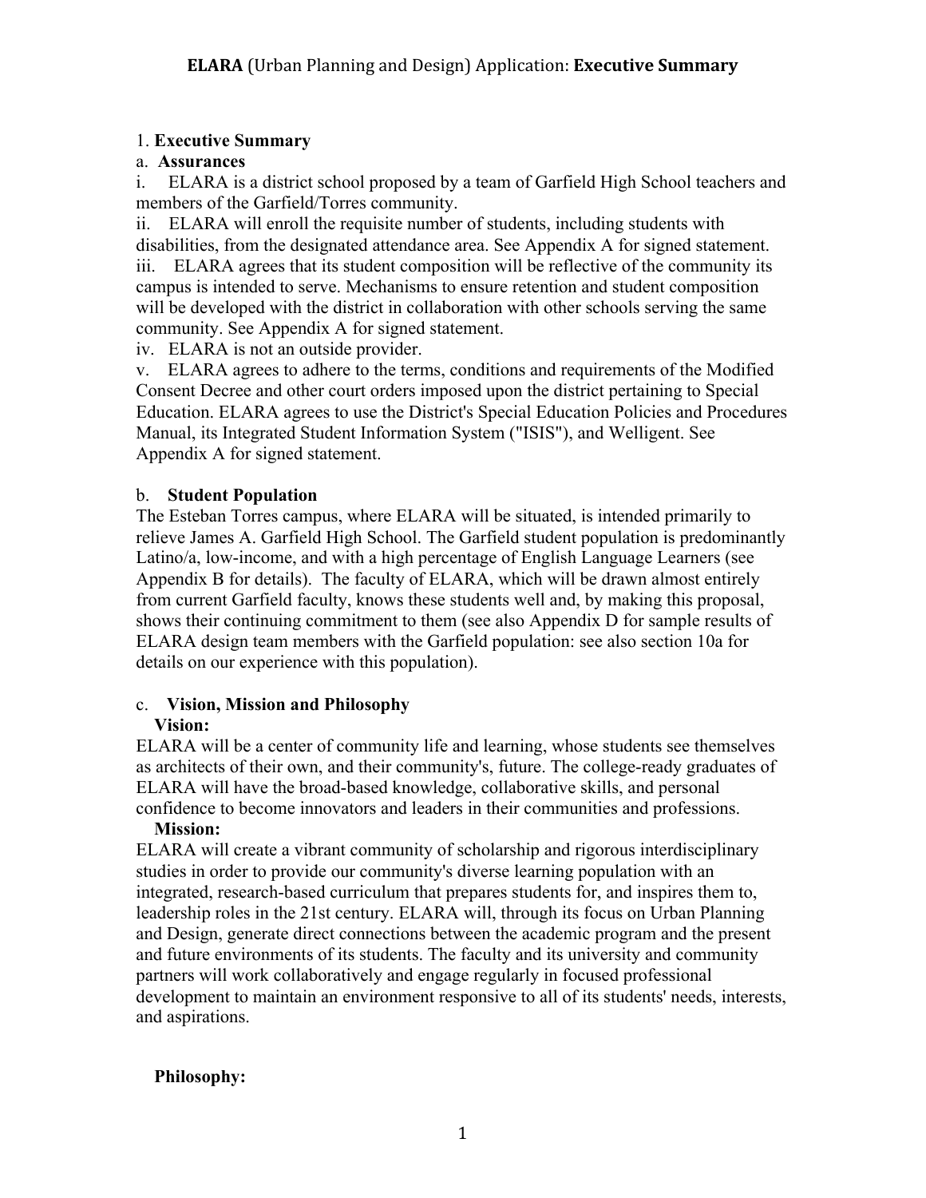# ELARA (Urban Planning and Design) Application: Executive Summary

1. **Executive Summary**

a. **Assurances**

i. ELARA is a district school proposed by a team of Garfield High School teachers and members of the Garfield/Torres community.

ii. ELARA will enroll the requisite number of students, including students with disabilities, from the designated attendance area. See Appendix A for signed statement.

iii. ELARA agrees that its student composition will be reflective of the community its campus is intended to serve. Mechanisms to ensure retention and student composition will be developed with the district in collaboration with other schools serving the same community. See Appendix A for signed statement.

iv. ELARA is not an outside provider.

v. ELARA agrees to adhere to the terms, conditions and requirements of the Modified Consent Decree and other court orders imposed upon the district pertaining to Special Education. ELARA agrees to use the District's Special Education Policies and Procedures Manual, its Integrated Student Information System ("ISIS"), and Welligent. See Appendix A for signed statement.

b. **Student Population**

The Esteban Torres campus, where ELARA will be situated, is intended primarily to relieve James A. Garfield High School. The Garfield student population is predominantly Latino/a, low-income, and with a high percentage of English Language Learners (see Appendix B for details). The faculty of ELARA, which will be drawn almost entirely from current Garfield faculty, knows these students well and, by making this proposal, shows their continuing commitment to them (see also Appendix D for sample results of ELARA design team members with the Garfield population: see also section 10a for details on our experience with this population).

c. **Vision, Mission and Philosophy**

**Vision:**

ELARA will be a center of community life and learning, whose students see themselves as architects of their own, and their community's, future. The college-ready graduates of ELARA will have the broad-based knowledge, collaborative skills, and personal confidence to become innovators and leaders in their communities and professions.

**Mission:**

ELARA will create a vibrant community of scholarship and rigorous interdisciplinary studies in order to provide our community's diverse learning population with an integrated, research-based curriculum that prepares students for, and inspires them to, leadership roles in the 21st century. ELARA will, through its focus on Urban Planning and Design, generate direct connections between the academic program and the present and future environments of its students. The faculty and its university and community partners will work collaboratively and engage regularly in focused professional development to maintain an environment responsive to all of its students' needs, interests, and aspirations.

**Philosophy:**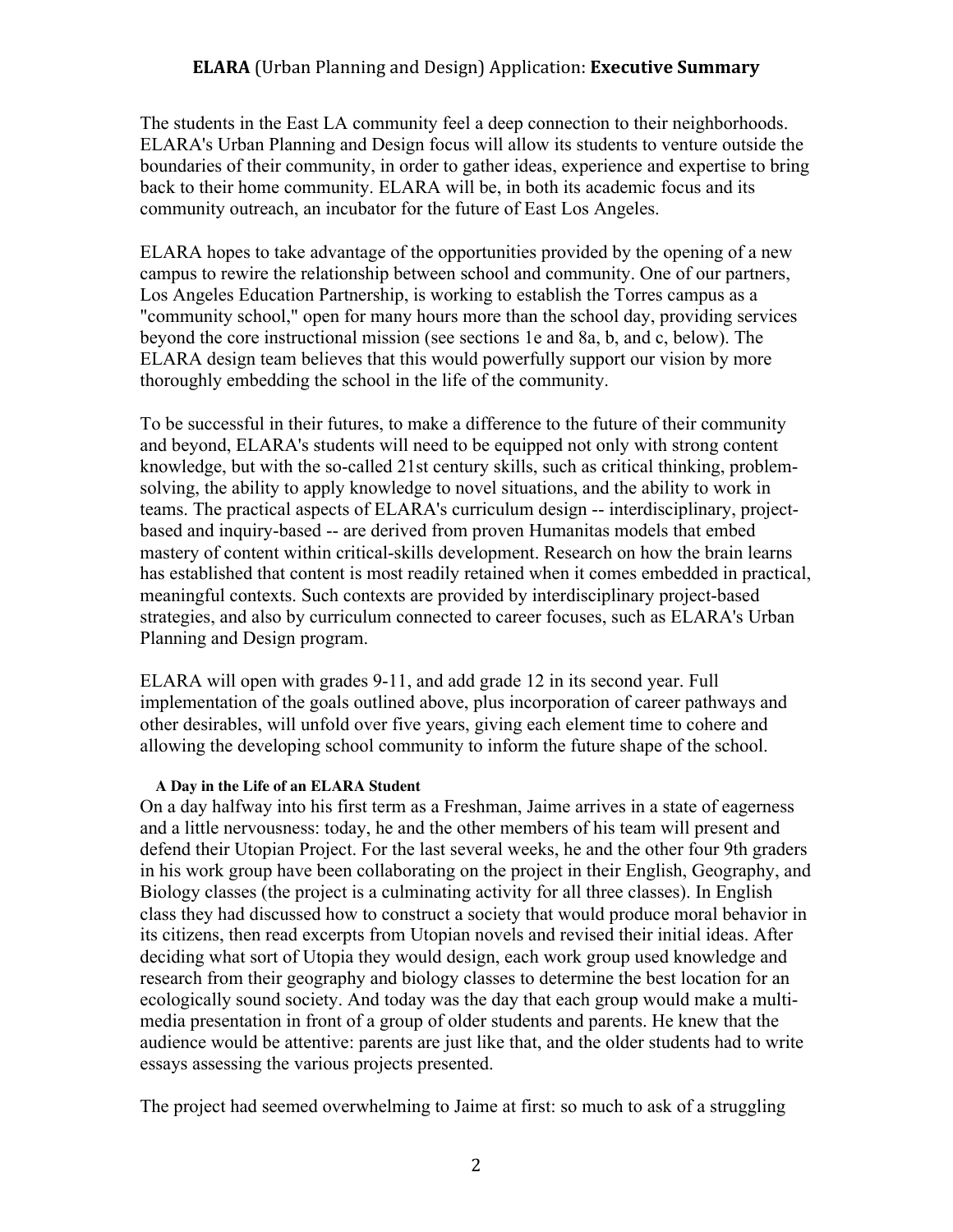# **ELARA** (Urban Planning and Design) Application: **Executive Summary**

The students in the East LA community feel a deep connection to their neighborhoods. ELARA's Urban Planning and Design focus will allow its students to venture outside the boundaries of their community, in order to gather ideas, experience and expertise to bring back to their home community. ELARA will be, in both its academic focus and its community outreach, an incubator for the future of East Los Angeles.

ELARA hopes to take advantage of the opportunities provided by the opening of a new campus to rewire the relationship between school and community. One of our partners, Los Angeles Education Partnership, is working to establish the Torres campus as a "community school," open for many hours more than the school day, providing services beyond the core instructional mission (see sections 1e and 8a, b, and c, below). The ELARA design team believes that this would powerfully support our vision by more thoroughly embedding the school in the life of the community.

To be successful in their futures, to make a difference to the future of their community and beyond, ELARA's students will need to be equipped not only with strong content knowledge, but with the so-called 21st century skills, such as critical thinking, problem-solving, the ability to apply knowledge to novel situations, and the ability to work in teams. The practical aspects of ELARA's curriculum design -- interdisciplinary, project-based and inquiry-based -- are derived from proven Humanitas models that embed mastery of content within critical-skills development. Research on how the brain learns has established that content is most readily retained when it comes embedded in practical, meaningful contexts. Such contexts are provided by interdisciplinary project-based strategies, and also by curriculum connected to career focuses, such as ELARA's Urban Planning and Design program.

ELARA will open with grades 9-11, and add grade 12 in its second year. Full implementation of the goals outlined above, plus incorporation of career pathways and other desirables, will unfold over five years, giving each element time to cohere and allowing the developing school community to inform the future shape of the school.

**A Day in the Life of an ELARA Student**

On a day halfway into his first term as a Freshman, Jaime arrives in a state of eagerness and a little nervousness: today, he and the other members of his team will present and defend their Utopian Project. For the last several weeks, he and the other four 9th graders in his work group have been collaborating on the project in their English, Geography, and Biology classes (the project is a culminating activity for all three classes). In English class they had discussed how to construct a society that would produce moral behavior in its citizens, then read excerpts from Utopian novels and revised their initial ideas. After deciding what sort of Utopia they would design, each work group used knowledge and research from their geography and biology classes to determine the best location for an ecologically sound society. And today was the day that each group would make a multi-media presentation in front of a group of older students and parents. He knew that the audience would be attentive: parents are just like that, and the older students had to write essays assessing the various projects presented.

The project had seemed overwhelming to Jaime at first: so much to ask of a struggling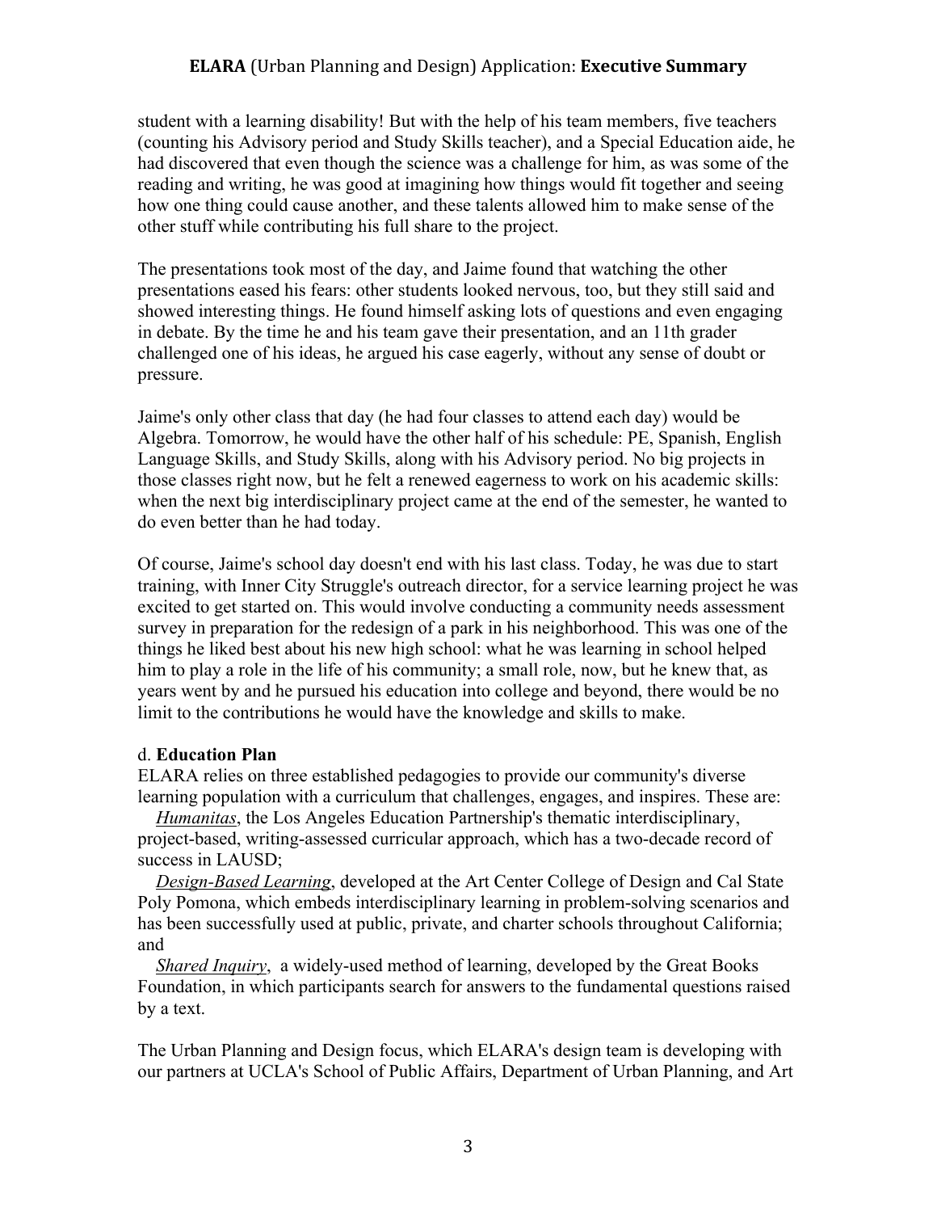student with a learning disability! But with the help of his team members, five teachers (counting his Advisory period and Study Skills teacher), and a Special Education aide, he had discovered that even though the science was a challenge for him, as was some of the reading and writing, he was good at imagining how things would fit together and seeing how one thing could cause another, and these talents allowed him to make sense of the other stuff while contributing his full share to the project.

The presentations took most of the day, and Jaime found that watching the other presentations eased his fears: other students looked nervous, too, but they still said and showed interesting things. He found himself asking lots of questions and even engaging in debate. By the time he and his team gave their presentation, and an 11th grader challenged one of his ideas, he argued his case eagerly, without any sense of doubt or pressure.

Jaime's only other class that day (he had four classes to attend each day) would be Algebra. Tomorrow, he would have the other half of his schedule: PE, Spanish, English Language Skills, and Study Skills, along with his Advisory period. No big projects in those classes right now, but he felt a renewed eagerness to work on his academic skills: when the next big interdisciplinary project came at the end of the semester, he wanted to do even better than he had today.

Of course, Jaime's school day doesn't end with his last class. Today, he was due to start training, with Inner City Struggle's outreach director, for a service learning project he was excited to get started on. This would involve conducting a community needs assessment survey in preparation for the redesign of a park in his neighborhood. This was one of the things he liked best about his new high school: what he was learning in school helped him to play a role in the life of his community; a small role, now, but he knew that, as years went by and he pursued his education into college and beyond, there would be no limit to the contributions he would have the knowledge and skills to make.

d. **Education Plan**

ELARA relies on three established pedagogies to provide our community's diverse learning population with a curriculum that challenges, engages, and inspires. These are:

*Humanitas*, the Los Angeles Education Partnership's thematic interdisciplinary, project-based, writing-assessed curricular approach, which has a two-decade record of success in LAUSD;

*Design-Based Learning*, developed at the Art Center College of Design and Cal State Poly Pomona, which embeds interdisciplinary learning in problem-solving scenarios and has been successfully used at public, private, and charter schools throughout California; and

*Shared Inquiry*, a widely-used method of learning, developed by the Great Books Foundation, in which participants search for answers to the fundamental questions raised by a text.

The Urban Planning and Design focus, which ELARA's design team is developing with our partners at UCLA's School of Public Affairs, Department of Urban Planning, and Art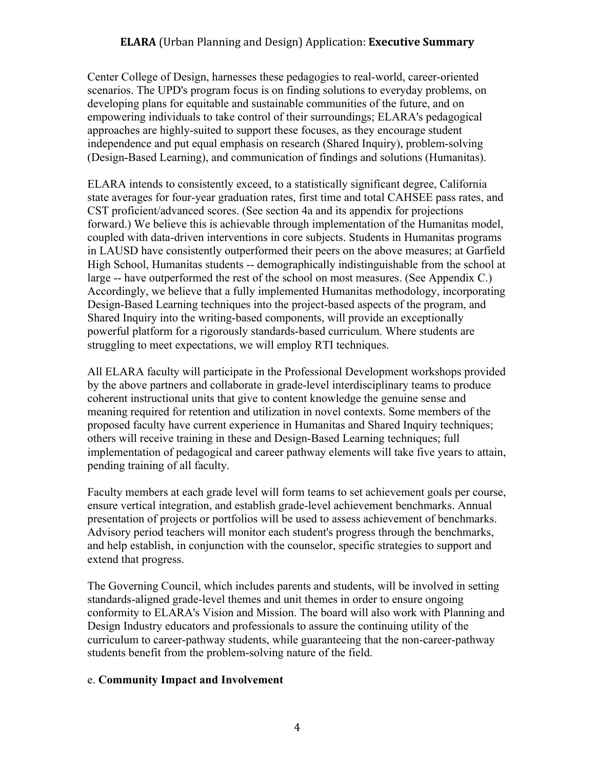Center College of Design, harnesses these pedagogies to real-world, career-oriented scenarios. The UPD's program focus is on finding solutions to everyday problems, on developing plans for equitable and sustainable communities of the future, and on empowering individuals to take control of their surroundings; ELARA's pedagogical approaches are highly-suited to support these focuses, as they encourage student independence and put equal emphasis on research (Shared Inquiry), problem-solving (Design-Based Learning), and communication of findings and solutions (Humanitas).

ELARA intends to consistently exceed, to a statistically significant degree, California state averages for four-year graduation rates, first time and total CAHSEE pass rates, and CST proficient/advanced scores. (See section 4a and its appendix for projections forward.) We believe this is achievable through implementation of the Humanitas model, coupled with data-driven interventions in core subjects. Students in Humanitas programs in LAUSD have consistently outperformed their peers on the above measures; at Garfield High School, Humanitas students -- demographically indistinguishable from the school at large -- have outperformed the rest of the school on most measures. (See Appendix C.) Accordingly, we believe that a fully implemented Humanitas methodology, incorporating Design-Based Learning techniques into the project-based aspects of the program, and Shared Inquiry into the writing-based components, will provide an exceptionally powerful platform for a rigorously standards-based curriculum. Where students are struggling to meet expectations, we will employ RTI techniques.

All ELARA faculty will participate in the Professional Development workshops provided by the above partners and collaborate in grade-level interdisciplinary teams to produce coherent instructional units that give to content knowledge the genuine sense and meaning required for retention and utilization in novel contexts. Some members of the proposed faculty have current experience in Humanitas and Shared Inquiry techniques; others will receive training in these and Design-Based Learning techniques; full implementation of pedagogical and career pathway elements will take five years to attain, pending training of all faculty.

Faculty members at each grade level will form teams to set achievement goals per course, ensure vertical integration, and establish grade-level achievement benchmarks. Annual presentation of projects or portfolios will be used to assess achievement of benchmarks. Advisory period teachers will monitor each student's progress through the benchmarks, and help establish, in conjunction with the counselor, specific strategies to support and extend that progress.

The Governing Council, which includes parents and students, will be involved in setting standards-aligned grade-level themes and unit themes in order to ensure ongoing conformity to ELARA's Vision and Mission. The board will also work with Planning and Design Industry educators and professionals to assure the continuing utility of the curriculum to career-pathway students, while guaranteeing that the non-career-pathway students benefit from the problem-solving nature of the field.

e. **Community Impact and Involvement**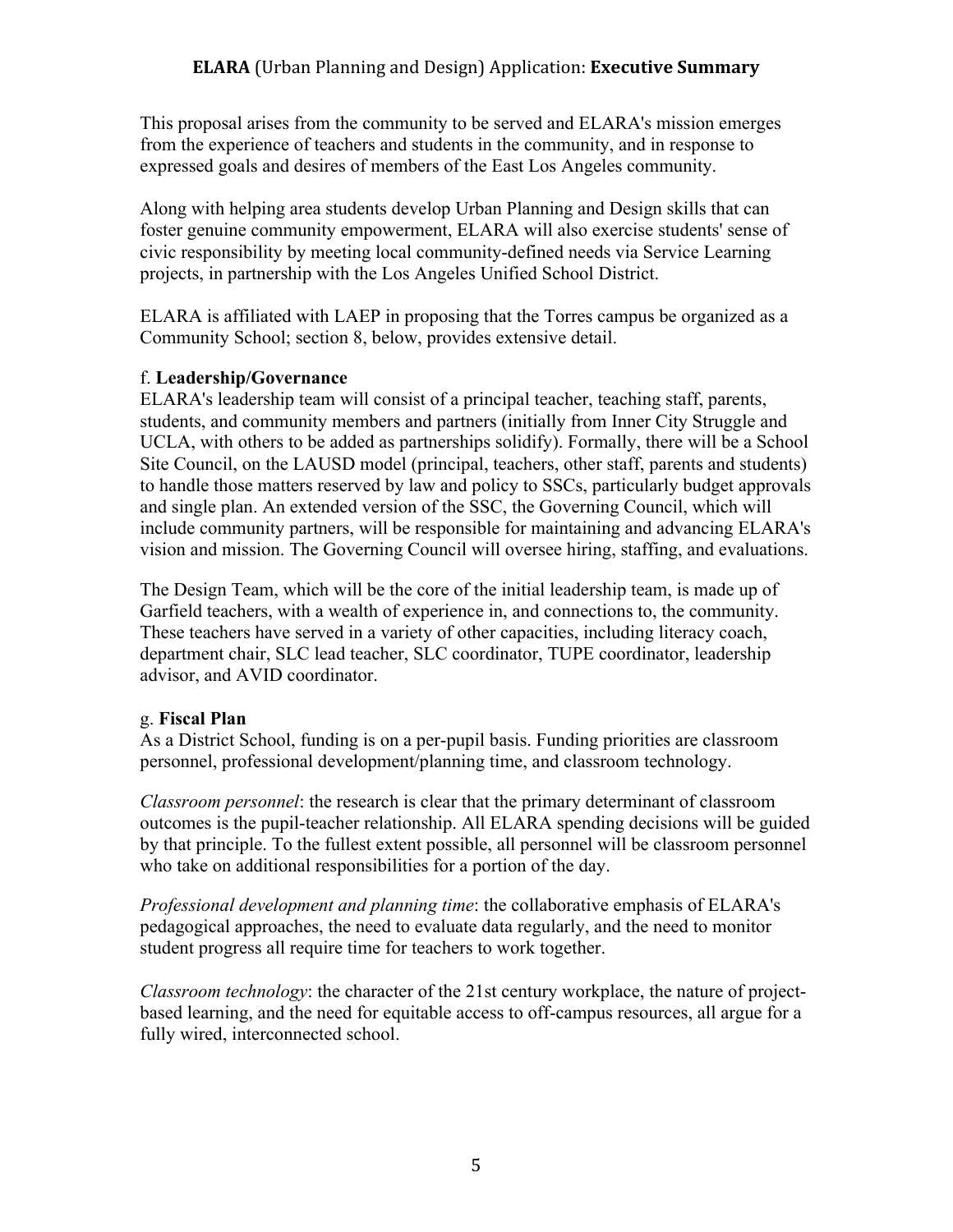This proposal arises from the community to be served and ELARA's mission emerges from the experience of teachers and students in the community, and in response to expressed goals and desires of members of the East Los Angeles community.

Along with helping area students develop Urban Planning and Design skills that can foster genuine community empowerment, ELARA will also exercise students' sense of civic responsibility by meeting local community-defined needs via Service Learning projects, in partnership with the Los Angeles Unified School District.

ELARA is affiliated with LAEP in proposing that the Torres campus be organized as a Community School; section 8, below, provides extensive detail.

f. **Leadership/Governance**

ELARA's leadership team will consist of a principal teacher, teaching staff, parents, students, and community members and partners (initially from Inner City Struggle and UCLA, with others to be added as partnerships solidify). Formally, there will be a School Site Council, on the LAUSD model (principal, teachers, other staff, parents and students) to handle those matters reserved by law and policy to SSCs, particularly budget approvals and single plan. An extended version of the SSC, the Governing Council, which will include community partners, will be responsible for maintaining and advancing ELARA's vision and mission. The Governing Council will oversee hiring, staffing, and evaluations.

The Design Team, which will be the core of the initial leadership team, is made up of Garfield teachers, with a wealth of experience in, and connections to, the community. These teachers have served in a variety of other capacities, including literacy coach, department chair, SLC lead teacher, SLC coordinator, TUPE coordinator, leadership advisor, and AVID coordinator.

g. **Fiscal Plan**

As a District School, funding is on a per-pupil basis. Funding priorities are classroom personnel, professional development/planning time, and classroom technology.

*Classroom personnel*: the research is clear that the primary determinant of classroom outcomes is the pupil-teacher relationship. All ELARA spending decisions will be guided by that principle. To the fullest extent possible, all personnel will be classroom personnel who take on additional responsibilities for a portion of the day.

*Professional development and planning time*: the collaborative emphasis of ELARA's pedagogical approaches, the need to evaluate data regularly, and the need to monitor student progress all require time for teachers to work together.

*Classroom technology*: the character of the 21st century workplace, the nature of project-based learning, and the need for equitable access to off-campus resources, all argue for a fully wired, interconnected school.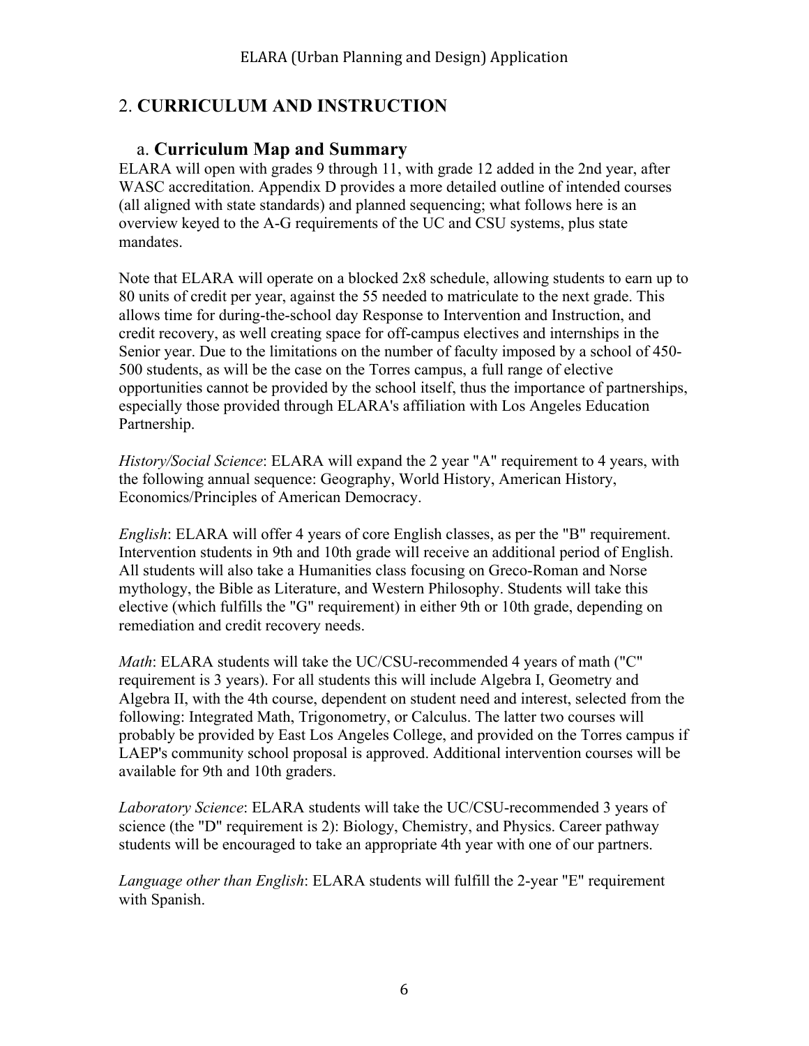## 2. **CURRICULUM AND INSTRUCTION**

### a. **Curriculum Map and Summary**

ELARA will open with grades 9 through 11, with grade 12 added in the 2nd year, after WASC accreditation. Appendix D provides a more detailed outline of intended courses (all aligned with state standards) and planned sequencing; what follows here is an overview keyed to the A-G requirements of the UC and CSU systems, plus state mandates.

Note that ELARA will operate on a blocked 2x8 schedule, allowing students to earn up to 80 units of credit per year, against the 55 needed to matriculate to the next grade. This allows time for during-the-school day Response to Intervention and Instruction, and credit recovery, as well creating space for off-campus electives and internships in the Senior year. Due to the limitations on the number of faculty imposed by a school of 450-500 students, as will be the case on the Torres campus, a full range of elective opportunities cannot be provided by the school itself, thus the importance of partnerships, especially those provided through ELARA's affiliation with Los Angeles Education Partnership.

*History/Social Science*: ELARA will expand the 2 year "A" requirement to 4 years, with the following annual sequence: Geography, World History, American History, Economics/Principles of American Democracy.

*English*: ELARA will offer 4 years of core English classes, as per the "B" requirement. Intervention students in 9th and 10th grade will receive an additional period of English. All students will also take a Humanities class focusing on Greco-Roman and Norse mythology, the Bible as Literature, and Western Philosophy. Students will take this elective (which fulfills the "G" requirement) in either 9th or 10th grade, depending on remediation and credit recovery needs.

*Math*: ELARA students will take the UC/CSU-recommended 4 years of math ("C" requirement is 3 years). For all students this will include Algebra I, Geometry and Algebra II, with the 4th course, dependent on student need and interest, selected from the following: Integrated Math, Trigonometry, or Calculus. The latter two courses will probably be provided by East Los Angeles College, and provided on the Torres campus if LAEP's community school proposal is approved. Additional intervention courses will be available for 9th and 10th graders.

*Laboratory Science*: ELARA students will take the UC/CSU-recommended 3 years of science (the "D" requirement is 2): Biology, Chemistry, and Physics. Career pathway students will be encouraged to take an appropriate 4th year with one of our partners.

*Language other than English*: ELARA students will fulfill the 2-year "E" requirement with Spanish.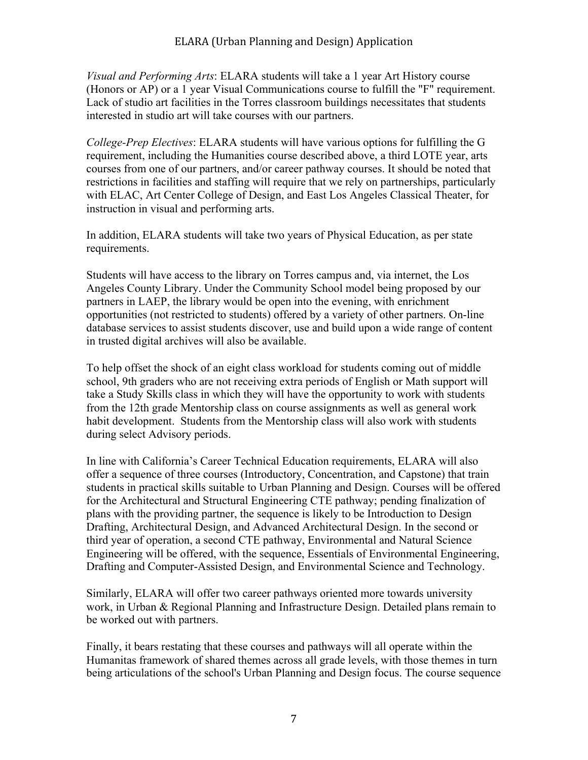*Visual and Performing Arts*: ELARA students will take a 1 year Art History course (Honors or AP) or a 1 year Visual Communications course to fulfill the "F" requirement. Lack of studio art facilities in the Torres classroom buildings necessitates that students interested in studio art will take courses with our partners.

*College-Prep Electives*: ELARA students will have various options for fulfilling the G requirement, including the Humanities course described above, a third LOTE year, arts courses from one of our partners, and/or career pathway courses. It should be noted that restrictions in facilities and staffing will require that we rely on partnerships, particularly with ELAC, Art Center College of Design, and East Los Angeles Classical Theater, for instruction in visual and performing arts.

In addition, ELARA students will take two years of Physical Education, as per state requirements.

Students will have access to the library on Torres campus and, via internet, the Los Angeles County Library. Under the Community School model being proposed by our partners in LAEP, the library would be open into the evening, with enrichment opportunities (not restricted to students) offered by a variety of other partners. On-line database services to assist students discover, use and build upon a wide range of content in trusted digital archives will also be available.

To help offset the shock of an eight class workload for students coming out of middle school, 9th graders who are not receiving extra periods of English or Math support will take a Study Skills class in which they will have the opportunity to work with students from the 12th grade Mentorship class on course assignments as well as general work habit development. Students from the Mentorship class will also work with students during select Advisory periods.

In line with California's Career Technical Education requirements, ELARA will also offer a sequence of three courses (Introductory, Concentration, and Capstone) that train students in practical skills suitable to Urban Planning and Design. Courses will be offered for the Architectural and Structural Engineering CTE pathway; pending finalization of plans with the providing partner, the sequence is likely to be Introduction to Design Drafting, Architectural Design, and Advanced Architectural Design. In the second or third year of operation, a second CTE pathway, Environmental and Natural Science Engineering will be offered, with the sequence, Essentials of Environmental Engineering, Drafting and Computer-Assisted Design, and Environmental Science and Technology.

Similarly, ELARA will offer two career pathways oriented more towards university work, in Urban & Regional Planning and Infrastructure Design. Detailed plans remain to be worked out with partners.

Finally, it bears restating that these courses and pathways will all operate within the Humanitas framework of shared themes across all grade levels, with those themes in turn being articulations of the school's Urban Planning and Design focus. The course sequence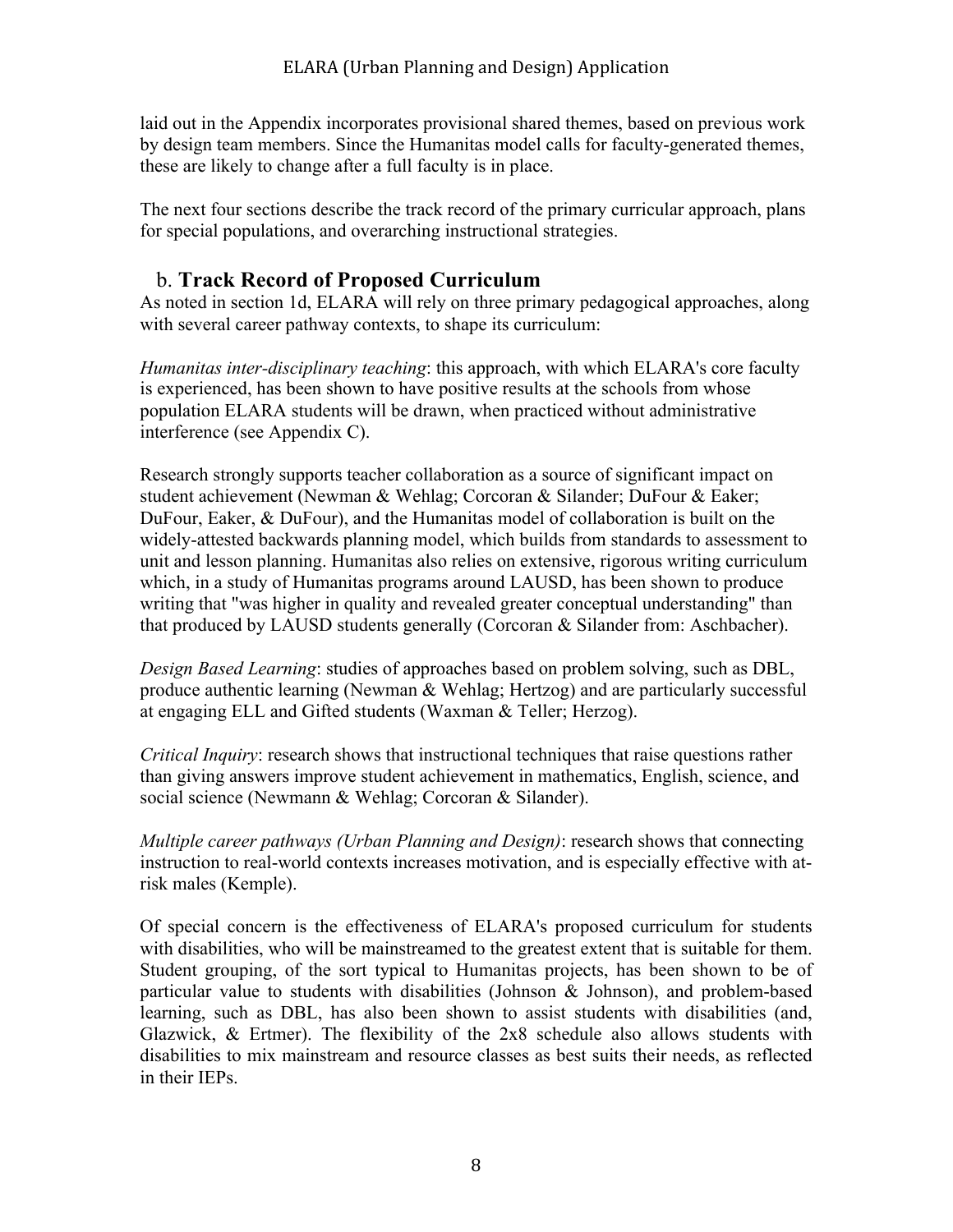laid out in the Appendix incorporates provisional shared themes, based on previous work by design team members. Since the Humanitas model calls for faculty-generated themes, these are likely to change after a full faculty is in place.

The next four sections describe the track record of the primary curricular approach, plans for special populations, and overarching instructional strategies.

## b. Track Record of Proposed Curriculum

As noted in section 1d, ELARA will rely on three primary pedagogical approaches, along with several career pathway contexts, to shape its curriculum:

*Humanitas inter-disciplinary teaching*: this approach, with which ELARA's core faculty is experienced, has been shown to have positive results at the schools from whose population ELARA students will be drawn, when practiced without administrative interference (see Appendix C).

Research strongly supports teacher collaboration as a source of significant impact on student achievement (Newman & Wehlag; Corcoran & Silander; DuFour & Eaker; DuFour, Eaker, & DuFour), and the Humanitas model of collaboration is built on the widely-attested backwards planning model, which builds from standards to assessment to unit and lesson planning. Humanitas also relies on extensive, rigorous writing curriculum which, in a study of Humanitas programs around LAUSD, has been shown to produce writing that "was higher in quality and revealed greater conceptual understanding" than that produced by LAUSD students generally (Corcoran & Silander from: Aschbacher).

*Design Based Learning*: studies of approaches based on problem solving, such as DBL, produce authentic learning (Newman & Wehlag; Hertzog) and are particularly successful at engaging ELL and Gifted students (Waxman & Teller; Herzog).

*Critical Inquiry*: research shows that instructional techniques that raise questions rather than giving answers improve student achievement in mathematics, English, science, and social science (Newmann & Wehlag; Corcoran & Silander).

*Multiple career pathways (Urban Planning and Design)*: research shows that connecting instruction to real-world contexts increases motivation, and is especially effective with at-risk males (Kemple).

Of special concern is the effectiveness of ELARA's proposed curriculum for students with disabilities, who will be mainstreamed to the greatest extent that is suitable for them. Student grouping, of the sort typical to Humanitas projects, has been shown to be of particular value to students with disabilities (Johnson & Johnson), and problem-based learning, such as DBL, has also been shown to assist students with disabilities (and, Glazwick, & Ertmer). The flexibility of the 2x8 schedule also allows students with disabilities to mix mainstream and resource classes as best suits their needs, as reflected in their IEPs.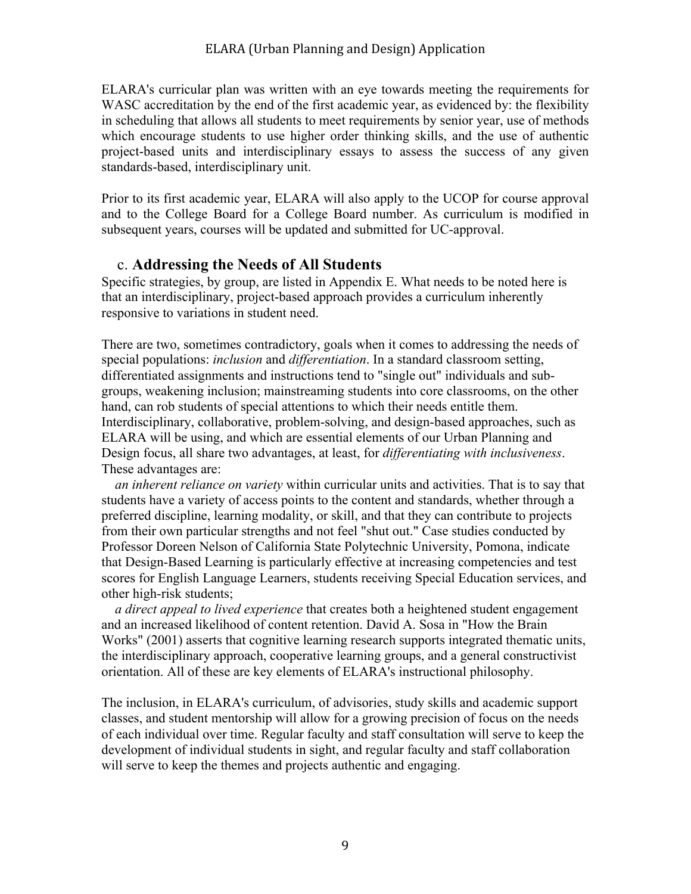ELARA's curricular plan was written with an eye towards meeting the requirements for WASC accreditation by the end of the first academic year, as evidenced by: the flexibility in scheduling that allows all students to meet requirements by senior year, use of methods which encourage students to use higher order thinking skills, and the use of authentic project-based units and interdisciplinary essays to assess the success of any given standards-based, interdisciplinary unit.

Prior to its first academic year, ELARA will also apply to the UCOP for course approval and to the College Board for a College Board number. As curriculum is modified in subsequent years, courses will be updated and submitted for UC-approval.

## c. **Addressing the Needs of All Students**

Specific strategies, by group, are listed in Appendix E. What needs to be noted here is that an interdisciplinary, project-based approach provides a curriculum inherently responsive to variations in student need.

There are two, sometimes contradictory, goals when it comes to addressing the needs of special populations: *inclusion* and *differentiation*. In a standard classroom setting, differentiated assignments and instructions tend to "single out" individuals and sub-groups, weakening inclusion; mainstreaming students into core classrooms, on the other hand, can rob students of special attentions to which their needs entitle them. Interdisciplinary, collaborative, problem-solving, and design-based approaches, such as ELARA will be using, and which are essential elements of our Urban Planning and Design focus, all share two advantages, at least, for *differentiating with inclusiveness*. These advantages are:

*an inherent reliance on variety* within curricular units and activities. That is to say that students have a variety of access points to the content and standards, whether through a preferred discipline, learning modality, or skill, and that they can contribute to projects from their own particular strengths and not feel "shut out." Case studies conducted by Professor Doreen Nelson of California State Polytechnic University, Pomona, indicate that Design-Based Learning is particularly effective at increasing competencies and test scores for English Language Learners, students receiving Special Education services, and other high-risk students;

*a direct appeal to lived experience* that creates both a heightened student engagement and an increased likelihood of content retention. David A. Sosa in "How the Brain Works" (2001) asserts that cognitive learning research supports integrated thematic units, the interdisciplinary approach, cooperative learning groups, and a general constructivist orientation. All of these are key elements of ELARA's instructional philosophy.

The inclusion, in ELARA's curriculum, of advisories, study skills and academic support classes, and student mentorship will allow for a growing precision of focus on the needs of each individual over time. Regular faculty and staff consultation will serve to keep the development of individual students in sight, and regular faculty and staff collaboration will serve to keep the themes and projects authentic and engaging.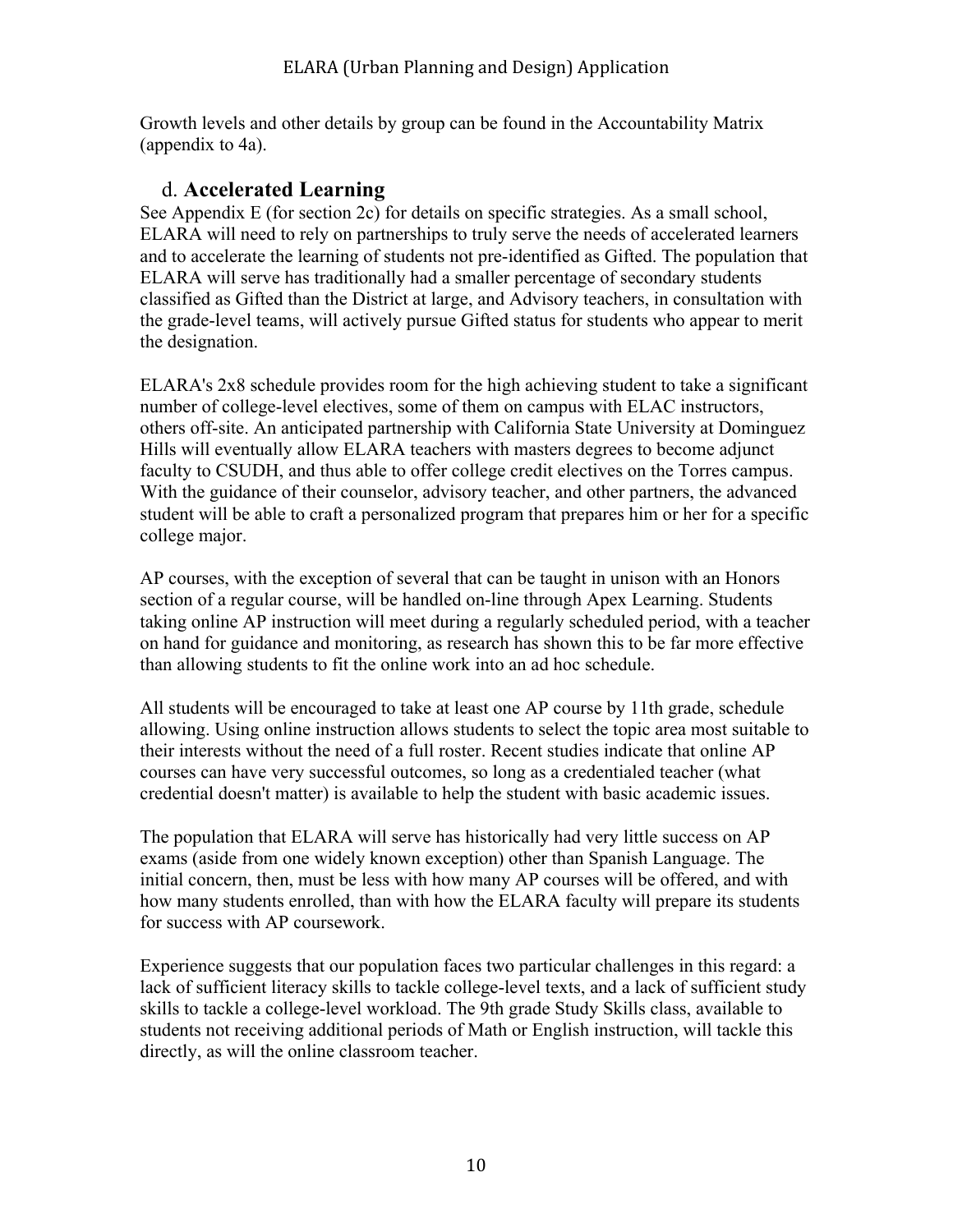Growth levels and other details by group can be found in the Accountability Matrix (appendix to 4a).

## d. **Accelerated Learning**

See Appendix E (for section 2c) for details on specific strategies. As a small school, ELARA will need to rely on partnerships to truly serve the needs of accelerated learners and to accelerate the learning of students not pre-identified as Gifted. The population that ELARA will serve has traditionally had a smaller percentage of secondary students classified as Gifted than the District at large, and Advisory teachers, in consultation with the grade-level teams, will actively pursue Gifted status for students who appear to merit the designation.

ELARA's 2x8 schedule provides room for the high achieving student to take a significant number of college-level electives, some of them on campus with ELAC instructors, others off-site. An anticipated partnership with California State University at Dominguez Hills will eventually allow ELARA teachers with masters degrees to become adjunct faculty to CSUDH, and thus able to offer college credit electives on the Torres campus. With the guidance of their counselor, advisory teacher, and other partners, the advanced student will be able to craft a personalized program that prepares him or her for a specific college major.

AP courses, with the exception of several that can be taught in unison with an Honors section of a regular course, will be handled on-line through Apex Learning. Students taking online AP instruction will meet during a regularly scheduled period, with a teacher on hand for guidance and monitoring, as research has shown this to be far more effective than allowing students to fit the online work into an ad hoc schedule.

All students will be encouraged to take at least one AP course by 11th grade, schedule allowing. Using online instruction allows students to select the topic area most suitable to their interests without the need of a full roster. Recent studies indicate that online AP courses can have very successful outcomes, so long as a credentialed teacher (what credential doesn't matter) is available to help the student with basic academic issues.

The population that ELARA will serve has historically had very little success on AP exams (aside from one widely known exception) other than Spanish Language. The initial concern, then, must be less with how many AP courses will be offered, and with how many students enrolled, than with how the ELARA faculty will prepare its students for success with AP coursework.

Experience suggests that our population faces two particular challenges in this regard: a lack of sufficient literacy skills to tackle college-level texts, and a lack of sufficient study skills to tackle a college-level workload. The 9th grade Study Skills class, available to students not receiving additional periods of Math or English instruction, will tackle this directly, as will the online classroom teacher.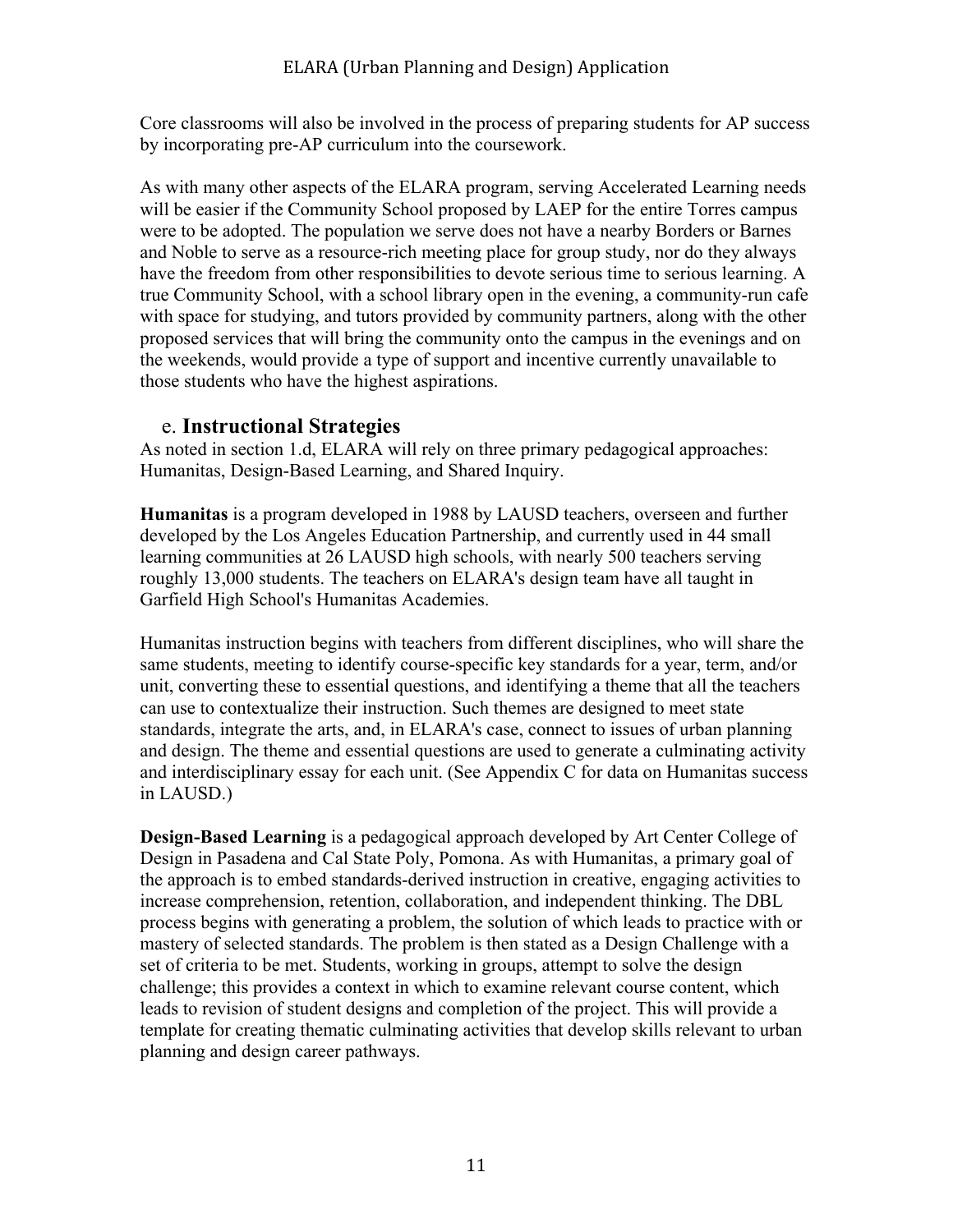Core classrooms will also be involved in the process of preparing students for AP success by incorporating pre-AP curriculum into the coursework.

As with many other aspects of the ELARA program, serving Accelerated Learning needs will be easier if the Community School proposed by LAEP for the entire Torres campus were to be adopted. The population we serve does not have a nearby Borders or Barnes and Noble to serve as a resource-rich meeting place for group study, nor do they always have the freedom from other responsibilities to devote serious time to serious learning. A true Community School, with a school library open in the evening, a community-run cafe with space for studying, and tutors provided by community partners, along with the other proposed services that will bring the community onto the campus in the evenings and on the weekends, would provide a type of support and incentive currently unavailable to those students who have the highest aspirations.

## e. **Instructional Strategies**

As noted in section 1.d, ELARA will rely on three primary pedagogical approaches: Humanitas, Design-Based Learning, and Shared Inquiry.

**Humanitas** is a program developed in 1988 by LAUSD teachers, overseen and further developed by the Los Angeles Education Partnership, and currently used in 44 small learning communities at 26 LAUSD high schools, with nearly 500 teachers serving roughly 13,000 students. The teachers on ELARA's design team have all taught in Garfield High School's Humanitas Academies.

Humanitas instruction begins with teachers from different disciplines, who will share the same students, meeting to identify course-specific key standards for a year, term, and/or unit, converting these to essential questions, and identifying a theme that all the teachers can use to contextualize their instruction. Such themes are designed to meet state standards, integrate the arts, and, in ELARA's case, connect to issues of urban planning and design. The theme and essential questions are used to generate a culminating activity and interdisciplinary essay for each unit. (See Appendix C for data on Humanitas success in LAUSD.)

**Design-Based Learning** is a pedagogical approach developed by Art Center College of Design in Pasadena and Cal State Poly, Pomona. As with Humanitas, a primary goal of the approach is to embed standards-derived instruction in creative, engaging activities to increase comprehension, retention, collaboration, and independent thinking. The DBL process begins with generating a problem, the solution of which leads to practice with or mastery of selected standards. The problem is then stated as a Design Challenge with a set of criteria to be met. Students, working in groups, attempt to solve the design challenge; this provides a context in which to examine relevant course content, which leads to revision of student designs and completion of the project. This will provide a template for creating thematic culminating activities that develop skills relevant to urban planning and design career pathways.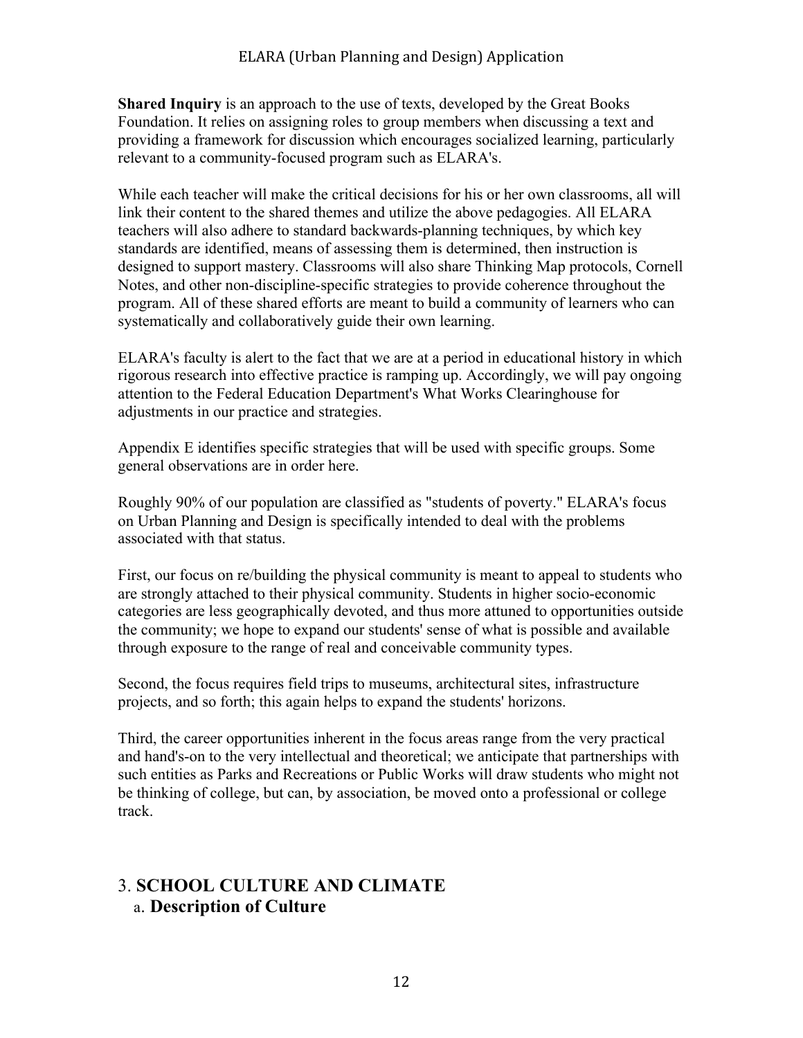**Shared Inquiry** is an approach to the use of texts, developed by the Great Books Foundation. It relies on assigning roles to group members when discussing a text and providing a framework for discussion which encourages socialized learning, particularly relevant to a community-focused program such as ELARA's.

While each teacher will make the critical decisions for his or her own classrooms, all will link their content to the shared themes and utilize the above pedagogies. All ELARA teachers will also adhere to standard backwards-planning techniques, by which key standards are identified, means of assessing them is determined, then instruction is designed to support mastery. Classrooms will also share Thinking Map protocols, Cornell Notes, and other non-discipline-specific strategies to provide coherence throughout the program. All of these shared efforts are meant to build a community of learners who can systematically and collaboratively guide their own learning.

ELARA's faculty is alert to the fact that we are at a period in educational history in which rigorous research into effective practice is ramping up. Accordingly, we will pay ongoing attention to the Federal Education Department's What Works Clearinghouse for adjustments in our practice and strategies.

Appendix E identifies specific strategies that will be used with specific groups. Some general observations are in order here.

Roughly 90% of our population are classified as "students of poverty." ELARA's focus on Urban Planning and Design is specifically intended to deal with the problems associated with that status.

First, our focus on re/building the physical community is meant to appeal to students who are strongly attached to their physical community. Students in higher socio-economic categories are less geographically devoted, and thus more attuned to opportunities outside the community; we hope to expand our students' sense of what is possible and available through exposure to the range of real and conceivable community types.

Second, the focus requires field trips to museums, architectural sites, infrastructure projects, and so forth; this again helps to expand the students' horizons.

Third, the career opportunities inherent in the focus areas range from the very practical and hand's-on to the very intellectual and theoretical; we anticipate that partnerships with such entities as Parks and Recreations or Public Works will draw students who might not be thinking of college, but can, by association, be moved onto a professional or college track.

## 3. SCHOOL CULTURE AND CLIMATE

### a. Description of Culture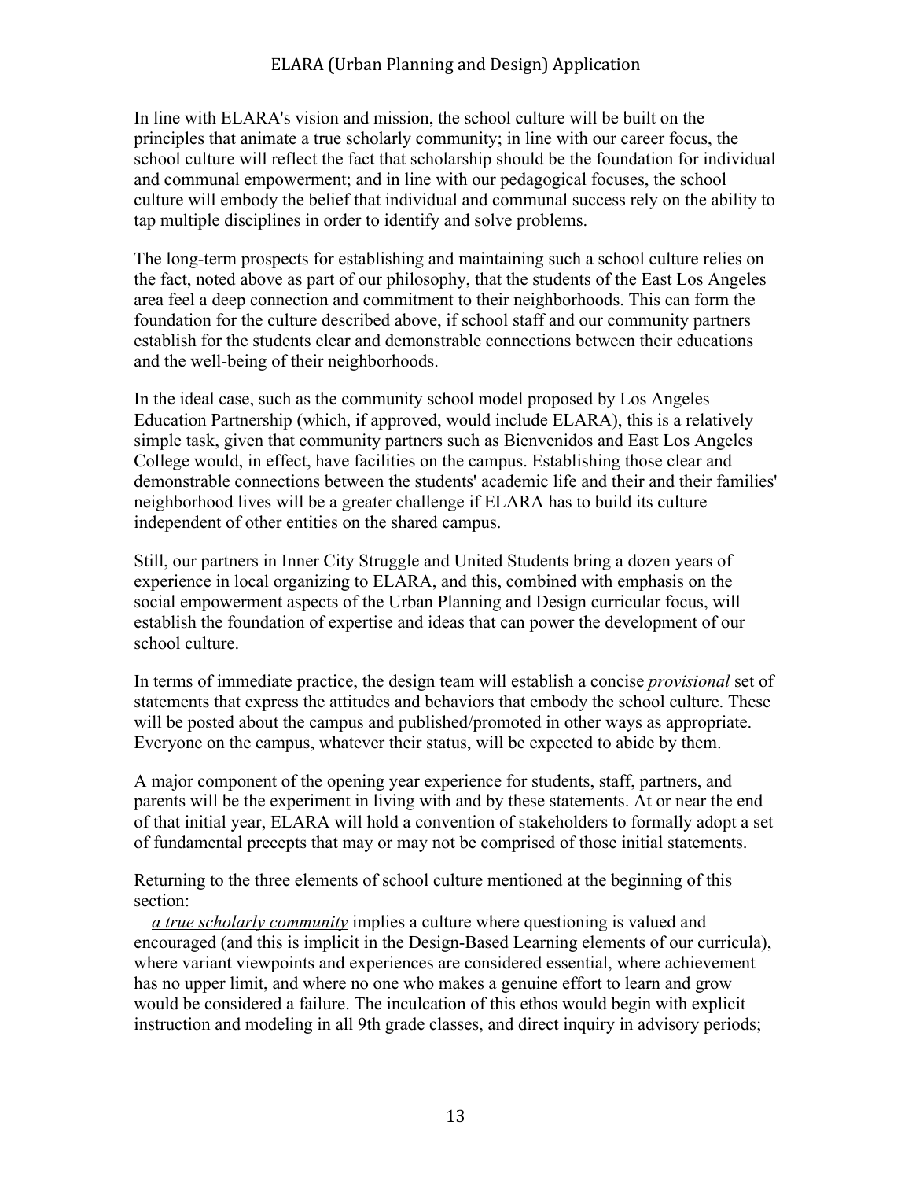In line with ELARA's vision and mission, the school culture will be built on the principles that animate a true scholarly community; in line with our career focus, the school culture will reflect the fact that scholarship should be the foundation for individual and communal empowerment; and in line with our pedagogical focuses, the school culture will embody the belief that individual and communal success rely on the ability to tap multiple disciplines in order to identify and solve problems.

The long-term prospects for establishing and maintaining such a school culture relies on the fact, noted above as part of our philosophy, that the students of the East Los Angeles area feel a deep connection and commitment to their neighborhoods. This can form the foundation for the culture described above, if school staff and our community partners establish for the students clear and demonstrable connections between their educations and the well-being of their neighborhoods.

In the ideal case, such as the community school model proposed by Los Angeles Education Partnership (which, if approved, would include ELARA), this is a relatively simple task, given that community partners such as Bienvenidos and East Los Angeles College would, in effect, have facilities on the campus. Establishing those clear and demonstrable connections between the students' academic life and their and their families' neighborhood lives will be a greater challenge if ELARA has to build its culture independent of other entities on the shared campus.

Still, our partners in Inner City Struggle and United Students bring a dozen years of experience in local organizing to ELARA, and this, combined with emphasis on the social empowerment aspects of the Urban Planning and Design curricular focus, will establish the foundation of expertise and ideas that can power the development of our school culture.

In terms of immediate practice, the design team will establish a concise *provisional* set of statements that express the attitudes and behaviors that embody the school culture. These will be posted about the campus and published/promoted in other ways as appropriate. Everyone on the campus, whatever their status, will be expected to abide by them.

A major component of the opening year experience for students, staff, partners, and parents will be the experiment in living with and by these statements. At or near the end of that initial year, ELARA will hold a convention of stakeholders to formally adopt a set of fundamental precepts that may or may not be comprised of those initial statements.

Returning to the three elements of school culture mentioned at the beginning of this section:

*a true scholarly community* implies a culture where questioning is valued and encouraged (and this is implicit in the Design-Based Learning elements of our curricula), where variant viewpoints and experiences are considered essential, where achievement has no upper limit, and where no one who makes a genuine effort to learn and grow would be considered a failure. The inculcation of this ethos would begin with explicit instruction and modeling in all 9th grade classes, and direct inquiry in advisory periods;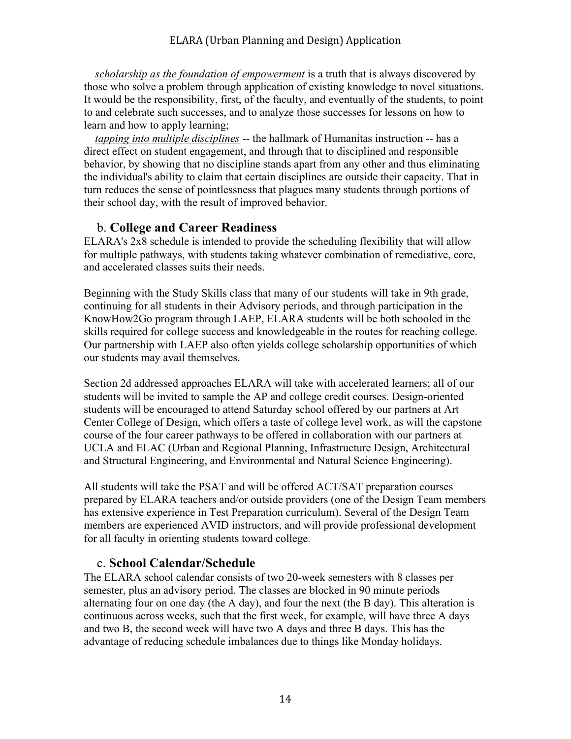*scholarship as the foundation of empowerment* is a truth that is always discovered by those who solve a problem through application of existing knowledge to novel situations. It would be the responsibility, first, of the faculty, and eventually of the students, to point to and celebrate such successes, and to analyze those successes for lessons on how to learn and how to apply learning;

*tapping into multiple disciplines* -- the hallmark of Humanitas instruction -- has a direct effect on student engagement, and through that to disciplined and responsible behavior, by showing that no discipline stands apart from any other and thus eliminating the individual's ability to claim that certain disciplines are outside their capacity. That in turn reduces the sense of pointlessness that plagues many students through portions of their school day, with the result of improved behavior.

## b. **College and Career Readiness**

ELARA's 2x8 schedule is intended to provide the scheduling flexibility that will allow for multiple pathways, with students taking whatever combination of remediative, core, and accelerated classes suits their needs.

Beginning with the Study Skills class that many of our students will take in 9th grade, continuing for all students in their Advisory periods, and through participation in the KnowHow2Go program through LAEP, ELARA students will be both schooled in the skills required for college success and knowledgeable in the routes for reaching college. Our partnership with LAEP also often yields college scholarship opportunities of which our students may avail themselves.

Section 2d addressed approaches ELARA will take with accelerated learners; all of our students will be invited to sample the AP and college credit courses. Design-oriented students will be encouraged to attend Saturday school offered by our partners at Art Center College of Design, which offers a taste of college level work, as will the capstone course of the four career pathways to be offered in collaboration with our partners at UCLA and ELAC (Urban and Regional Planning, Infrastructure Design, Architectural and Structural Engineering, and Environmental and Natural Science Engineering).

All students will take the PSAT and will be offered ACT/SAT preparation courses prepared by ELARA teachers and/or outside providers (one of the Design Team members has extensive experience in Test Preparation curriculum). Several of the Design Team members are experienced AVID instructors, and will provide professional development for all faculty in orienting students toward college.

## c. **School Calendar/Schedule**

The ELARA school calendar consists of two 20-week semesters with 8 classes per semester, plus an advisory period. The classes are blocked in 90 minute periods alternating four on one day (the A day), and four the next (the B day). This alteration is continuous across weeks, such that the first week, for example, will have three A days and two B, the second week will have two A days and three B days. This has the advantage of reducing schedule imbalances due to things like Monday holidays.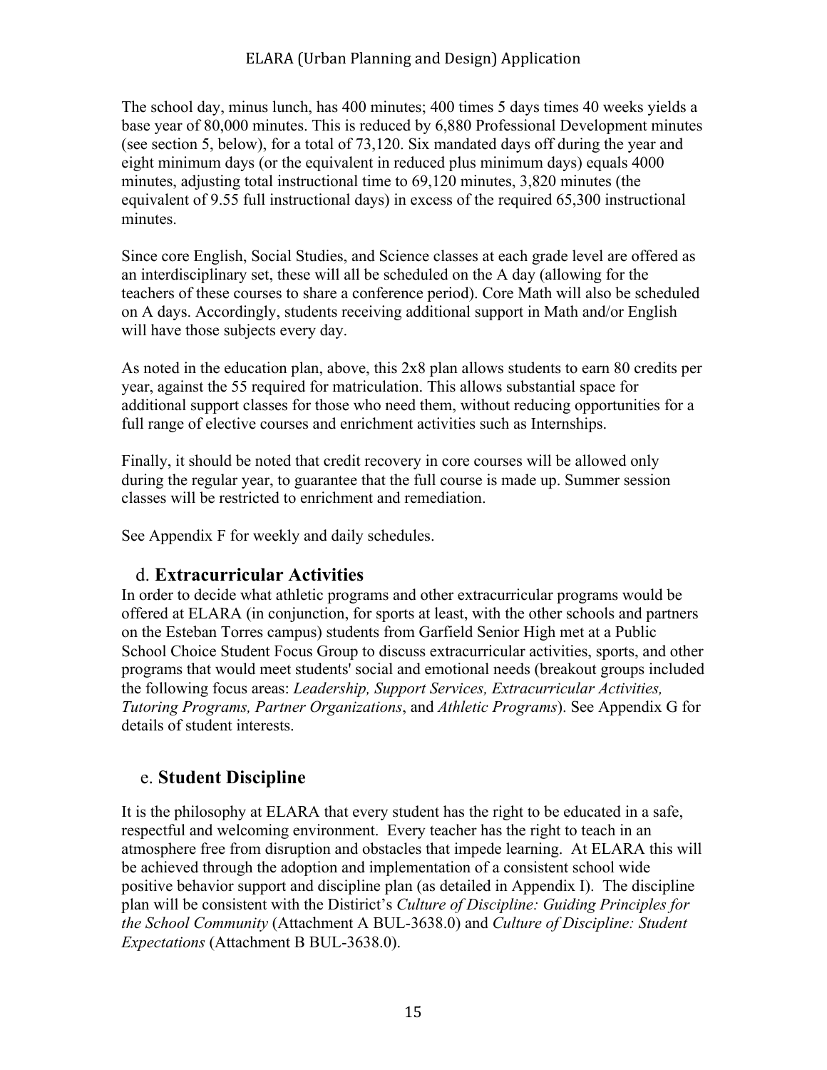The school day, minus lunch, has 400 minutes; 400 times 5 days times 40 weeks yields a base year of 80,000 minutes. This is reduced by 6,880 Professional Development minutes (see section 5, below), for a total of 73,120. Six mandated days off during the year and eight minimum days (or the equivalent in reduced plus minimum days) equals 4000 minutes, adjusting total instructional time to 69,120 minutes, 3,820 minutes (the equivalent of 9.55 full instructional days) in excess of the required 65,300 instructional minutes.

Since core English, Social Studies, and Science classes at each grade level are offered as an interdisciplinary set, these will all be scheduled on the A day (allowing for the teachers of these courses to share a conference period). Core Math will also be scheduled on A days. Accordingly, students receiving additional support in Math and/or English will have those subjects every day.

As noted in the education plan, above, this 2x8 plan allows students to earn 80 credits per year, against the 55 required for matriculation. This allows substantial space for additional support classes for those who need them, without reducing opportunities for a full range of elective courses and enrichment activities such as Internships.

Finally, it should be noted that credit recovery in core courses will be allowed only during the regular year, to guarantee that the full course is made up. Summer session classes will be restricted to enrichment and remediation.

See Appendix F for weekly and daily schedules.

## d. **Extracurricular Activities**

In order to decide what athletic programs and other extracurricular programs would be offered at ELARA (in conjunction, for sports at least, with the other schools and partners on the Esteban Torres campus) students from Garfield Senior High met at a Public School Choice Student Focus Group to discuss extracurricular activities, sports, and other programs that would meet students' social and emotional needs (breakout groups included the following focus areas: *Leadership, Support Services, Extracurricular Activities, Tutoring Programs, Partner Organizations*, and *Athletic Programs*). See Appendix G for details of student interests.

## e. **Student Discipline**

It is the philosophy at ELARA that every student has the right to be educated in a safe, respectful and welcoming environment. Every teacher has the right to teach in an atmosphere free from disruption and obstacles that impede learning. At ELARA this will be achieved through the adoption and implementation of a consistent school wide positive behavior support and discipline plan (as detailed in Appendix I). The discipline plan will be consistent with the Distirict's *Culture of Discipline: Guiding Principles for the School Community* (Attachment A BUL-3638.0) and *Culture of Discipline: Student Expectations* (Attachment B BUL-3638.0).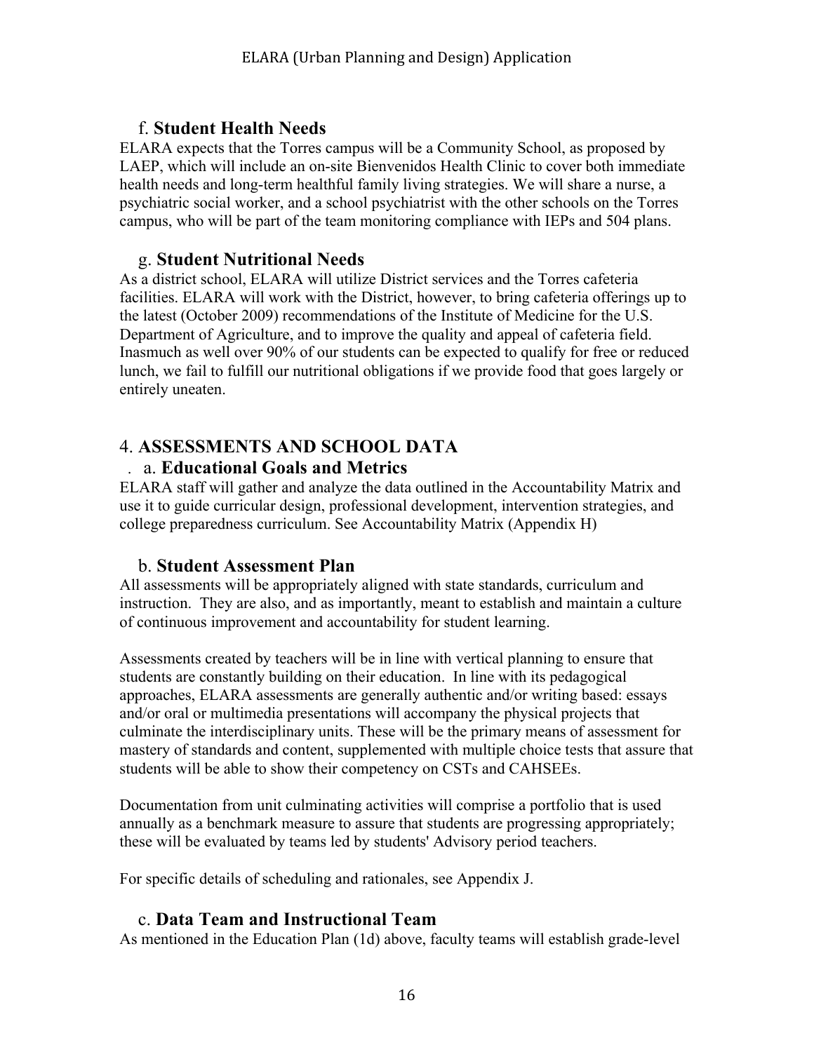### f. **Student Health Needs**

ELARA expects that the Torres campus will be a Community School, as proposed by LAEP, which will include an on-site Bienvenidos Health Clinic to cover both immediate health needs and long-term healthful family living strategies. We will share a nurse, a psychiatric social worker, and a school psychiatrist with the other schools on the Torres campus, who will be part of the team monitoring compliance with IEPs and 504 plans.

### g. **Student Nutritional Needs**

As a district school, ELARA will utilize District services and the Torres cafeteria facilities. ELARA will work with the District, however, to bring cafeteria offerings up to the latest (October 2009) recommendations of the Institute of Medicine for the U.S. Department of Agriculture, and to improve the quality and appeal of cafeteria field. Inasmuch as well over 90% of our students can be expected to qualify for free or reduced lunch, we fail to fulfill our nutritional obligations if we provide food that goes largely or entirely uneaten.

## 4. **ASSESSMENTS AND SCHOOL DATA**

### a. **Educational Goals and Metrics**

ELARA staff will gather and analyze the data outlined in the Accountability Matrix and use it to guide curricular design, professional development, intervention strategies, and college preparedness curriculum. See Accountability Matrix (Appendix H)

### b. **Student Assessment Plan**

All assessments will be appropriately aligned with state standards, curriculum and instruction. They are also, and as importantly, meant to establish and maintain a culture of continuous improvement and accountability for student learning.

Assessments created by teachers will be in line with vertical planning to ensure that students are constantly building on their education. In line with its pedagogical approaches, ELARA assessments are generally authentic and/or writing based: essays and/or oral or multimedia presentations will accompany the physical projects that culminate the interdisciplinary units. These will be the primary means of assessment for mastery of standards and content, supplemented with multiple choice tests that assure that students will be able to show their competency on CSTs and CAHSEEs.

Documentation from unit culminating activities will comprise a portfolio that is used annually as a benchmark measure to assure that students are progressing appropriately; these will be evaluated by teams led by students' Advisory period teachers.

For specific details of scheduling and rationales, see Appendix J.

### c. **Data Team and Instructional Team**

As mentioned in the Education Plan (1d) above, faculty teams will establish grade-level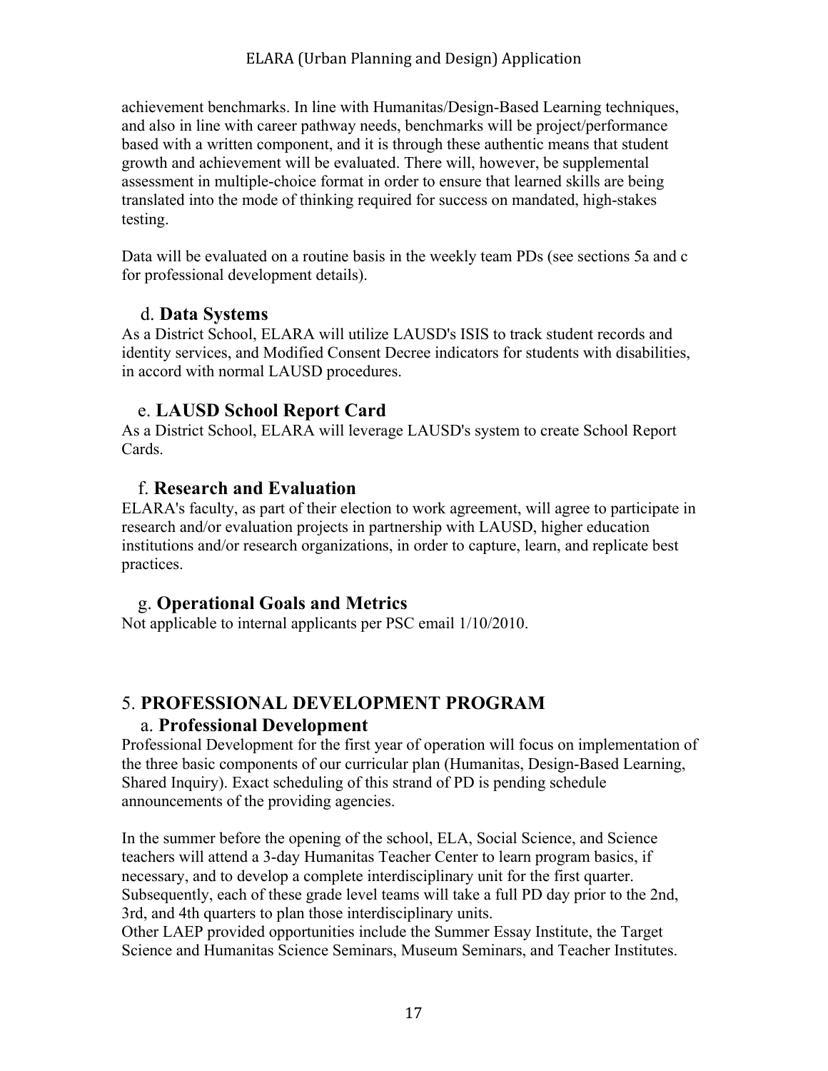achievement benchmarks. In line with Humanitas/Design-Based Learning techniques, and also in line with career pathway needs, benchmarks will be project/performance based with a written component, and it is through these authentic means that student growth and achievement will be evaluated. There will, however, be supplemental assessment in multiple-choice format in order to ensure that learned skills are being translated into the mode of thinking required for success on mandated, high-stakes testing.

Data will be evaluated on a routine basis in the weekly team PDs (see sections 5a and c for professional development details).

### d. Data Systems

As a District School, ELARA will utilize LAUSD's ISIS to track student records and identity services, and Modified Consent Decree indicators for students with disabilities, in accord with normal LAUSD procedures.

### e. LAUSD School Report Card

As a District School, ELARA will leverage LAUSD's system to create School Report Cards.

### f. Research and Evaluation

ELARA's faculty, as part of their election to work agreement, will agree to participate in research and/or evaluation projects in partnership with LAUSD, higher education institutions and/or research organizations, in order to capture, learn, and replicate best practices.

### g. Operational Goals and Metrics

Not applicable to internal applicants per PSC email 1/10/2010.

## 5. PROFESSIONAL DEVELOPMENT PROGRAM

### a. Professional Development

Professional Development for the first year of operation will focus on implementation of the three basic components of our curricular plan (Humanitas, Design-Based Learning, Shared Inquiry). Exact scheduling of this strand of PD is pending schedule announcements of the providing agencies.

In the summer before the opening of the school, ELA, Social Science, and Science teachers will attend a 3-day Humanitas Teacher Center to learn program basics, if necessary, and to develop a complete interdisciplinary unit for the first quarter. Subsequently, each of these grade level teams will take a full PD day prior to the 2nd, 3rd, and 4th quarters to plan those interdisciplinary units.
Other LAEP provided opportunities include the Summer Essay Institute, the Target Science and Humanitas Science Seminars, Museum Seminars, and Teacher Institutes.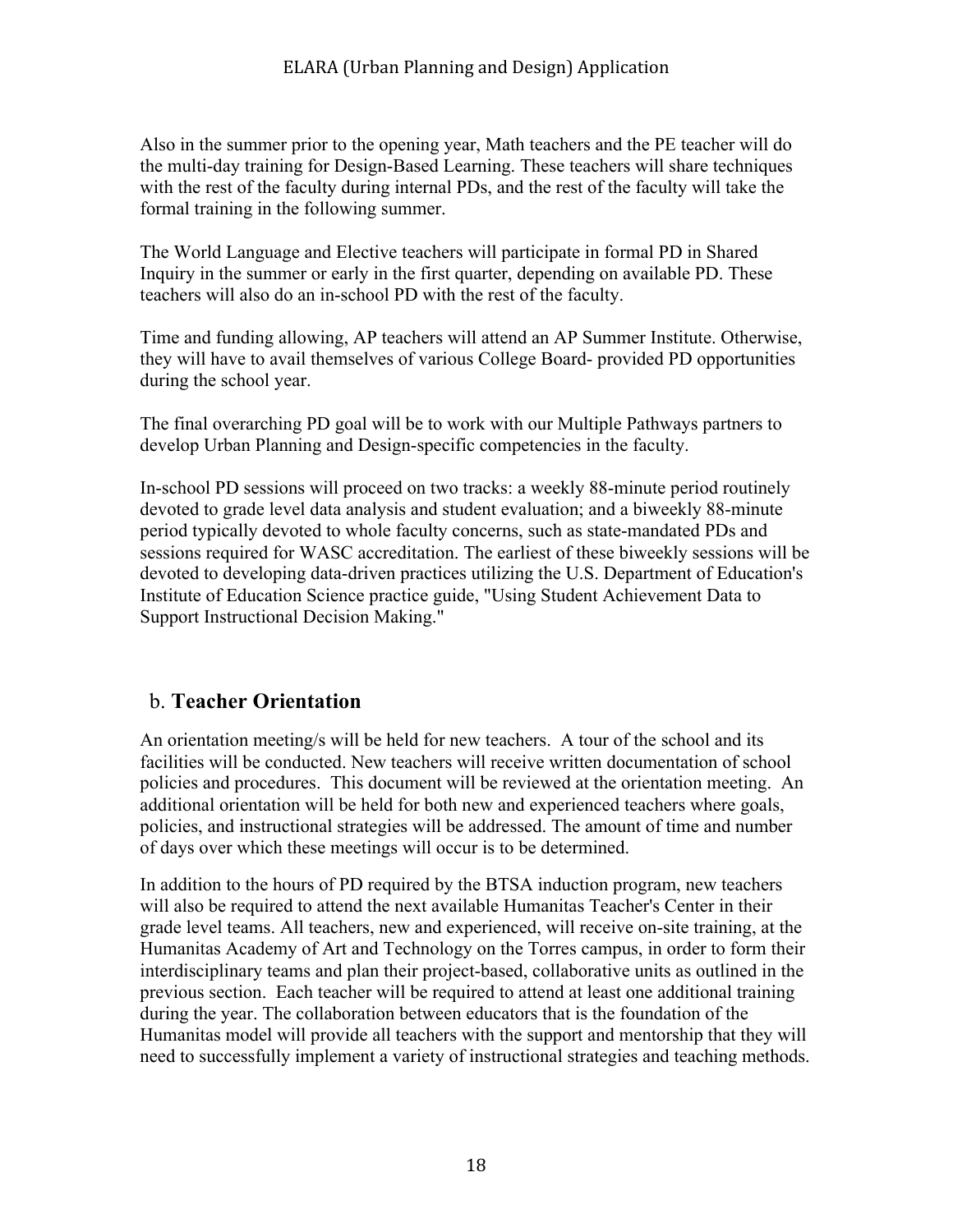Also in the summer prior to the opening year, Math teachers and the PE teacher will do the multi-day training for Design-Based Learning. These teachers will share techniques with the rest of the faculty during internal PDs, and the rest of the faculty will take the formal training in the following summer.

The World Language and Elective teachers will participate in formal PD in Shared Inquiry in the summer or early in the first quarter, depending on available PD. These teachers will also do an in-school PD with the rest of the faculty.

Time and funding allowing, AP teachers will attend an AP Summer Institute. Otherwise, they will have to avail themselves of various College Board- provided PD opportunities during the school year.

The final overarching PD goal will be to work with our Multiple Pathways partners to develop Urban Planning and Design-specific competencies in the faculty.

In-school PD sessions will proceed on two tracks: a weekly 88-minute period routinely devoted to grade level data analysis and student evaluation; and a biweekly 88-minute period typically devoted to whole faculty concerns, such as state-mandated PDs and sessions required for WASC accreditation. The earliest of these biweekly sessions will be devoted to developing data-driven practices utilizing the U.S. Department of Education's Institute of Education Science practice guide, "Using Student Achievement Data to Support Instructional Decision Making."

## b. **Teacher Orientation**

An orientation meeting/s will be held for new teachers. A tour of the school and its facilities will be conducted. New teachers will receive written documentation of school policies and procedures. This document will be reviewed at the orientation meeting. An additional orientation will be held for both new and experienced teachers where goals, policies, and instructional strategies will be addressed. The amount of time and number of days over which these meetings will occur is to be determined.

In addition to the hours of PD required by the BTSA induction program, new teachers will also be required to attend the next available Humanitas Teacher's Center in their grade level teams. All teachers, new and experienced, will receive on-site training, at the Humanitas Academy of Art and Technology on the Torres campus, in order to form their interdisciplinary teams and plan their project-based, collaborative units as outlined in the previous section. Each teacher will be required to attend at least one additional training during the year. The collaboration between educators that is the foundation of the Humanitas model will provide all teachers with the support and mentorship that they will need to successfully implement a variety of instructional strategies and teaching methods.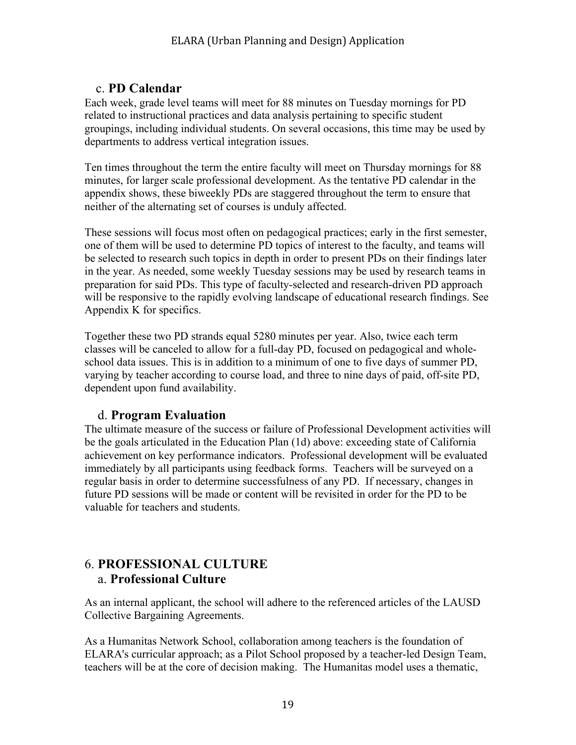### c. **PD Calendar**

Each week, grade level teams will meet for 88 minutes on Tuesday mornings for PD related to instructional practices and data analysis pertaining to specific student groupings, including individual students. On several occasions, this time may be used by departments to address vertical integration issues.

Ten times throughout the term the entire faculty will meet on Thursday mornings for 88 minutes, for larger scale professional development. As the tentative PD calendar in the appendix shows, these biweekly PDs are staggered throughout the term to ensure that neither of the alternating set of courses is unduly affected.

These sessions will focus most often on pedagogical practices; early in the first semester, one of them will be used to determine PD topics of interest to the faculty, and teams will be selected to research such topics in depth in order to present PDs on their findings later in the year. As needed, some weekly Tuesday sessions may be used by research teams in preparation for said PDs. This type of faculty-selected and research-driven PD approach will be responsive to the rapidly evolving landscape of educational research findings. See Appendix K for specifics.

Together these two PD strands equal 5280 minutes per year. Also, twice each term classes will be canceled to allow for a full-day PD, focused on pedagogical and whole-school data issues. This is in addition to a minimum of one to five days of summer PD, varying by teacher according to course load, and three to nine days of paid, off-site PD, dependent upon fund availability.

### d. **Program Evaluation**

The ultimate measure of the success or failure of Professional Development activities will be the goals articulated in the Education Plan (1d) above: exceeding state of California achievement on key performance indicators. Professional development will be evaluated immediately by all participants using feedback forms. Teachers will be surveyed on a regular basis in order to determine successfulness of any PD. If necessary, changes in future PD sessions will be made or content will be revisited in order for the PD to be valuable for teachers and students.

## 6. **PROFESSIONAL CULTURE**

### a. **Professional Culture**

As an internal applicant, the school will adhere to the referenced articles of the LAUSD Collective Bargaining Agreements.

As a Humanitas Network School, collaboration among teachers is the foundation of ELARA's curricular approach; as a Pilot School proposed by a teacher-led Design Team, teachers will be at the core of decision making. The Humanitas model uses a thematic,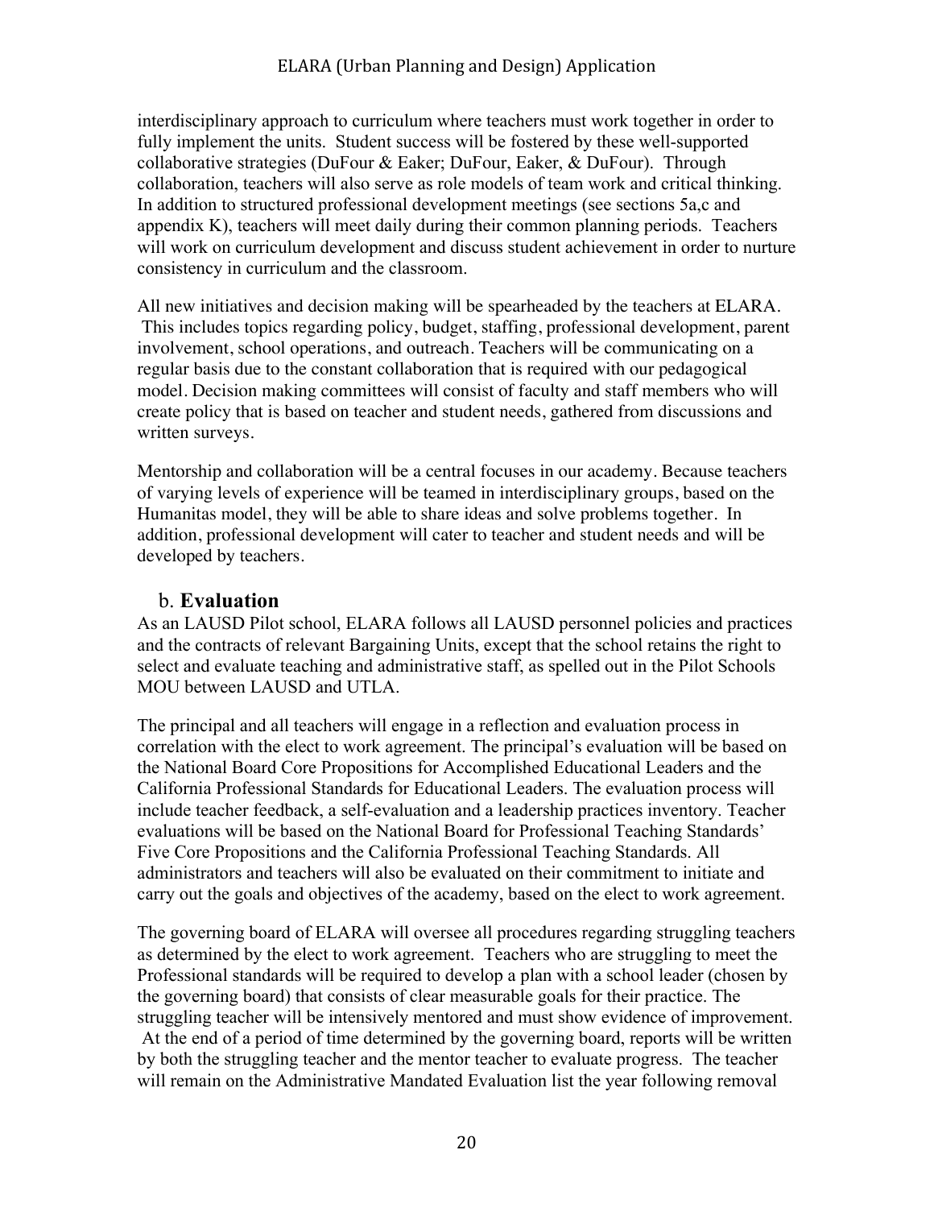interdisciplinary approach to curriculum where teachers must work together in order to fully implement the units. Student success will be fostered by these well-supported collaborative strategies (DuFour & Eaker; DuFour, Eaker, & DuFour). Through collaboration, teachers will also serve as role models of team work and critical thinking. In addition to structured professional development meetings (see sections 5a,c and appendix K), teachers will meet daily during their common planning periods. Teachers will work on curriculum development and discuss student achievement in order to nurture consistency in curriculum and the classroom.

All new initiatives and decision making will be spearheaded by the teachers at ELARA. This includes topics regarding policy, budget, staffing, professional development, parent involvement, school operations, and outreach. Teachers will be communicating on a regular basis due to the constant collaboration that is required with our pedagogical model. Decision making committees will consist of faculty and staff members who will create policy that is based on teacher and student needs, gathered from discussions and written surveys.

Mentorship and collaboration will be a central focuses in our academy. Because teachers of varying levels of experience will be teamed in interdisciplinary groups, based on the Humanitas model, they will be able to share ideas and solve problems together. In addition, professional development will cater to teacher and student needs and will be developed by teachers.

## b. **Evaluation**

As an LAUSD Pilot school, ELARA follows all LAUSD personnel policies and practices and the contracts of relevant Bargaining Units, except that the school retains the right to select and evaluate teaching and administrative staff, as spelled out in the Pilot Schools MOU between LAUSD and UTLA.

The principal and all teachers will engage in a reflection and evaluation process in correlation with the elect to work agreement. The principal's evaluation will be based on the National Board Core Propositions for Accomplished Educational Leaders and the California Professional Standards for Educational Leaders. The evaluation process will include teacher feedback, a self-evaluation and a leadership practices inventory. Teacher evaluations will be based on the National Board for Professional Teaching Standards' Five Core Propositions and the California Professional Teaching Standards. All administrators and teachers will also be evaluated on their commitment to initiate and carry out the goals and objectives of the academy, based on the elect to work agreement.

The governing board of ELARA will oversee all procedures regarding struggling teachers as determined by the elect to work agreement. Teachers who are struggling to meet the Professional standards will be required to develop a plan with a school leader (chosen by the governing board) that consists of clear measurable goals for their practice. The struggling teacher will be intensively mentored and must show evidence of improvement. At the end of a period of time determined by the governing board, reports will be written by both the struggling teacher and the mentor teacher to evaluate progress. The teacher will remain on the Administrative Mandated Evaluation list the year following removal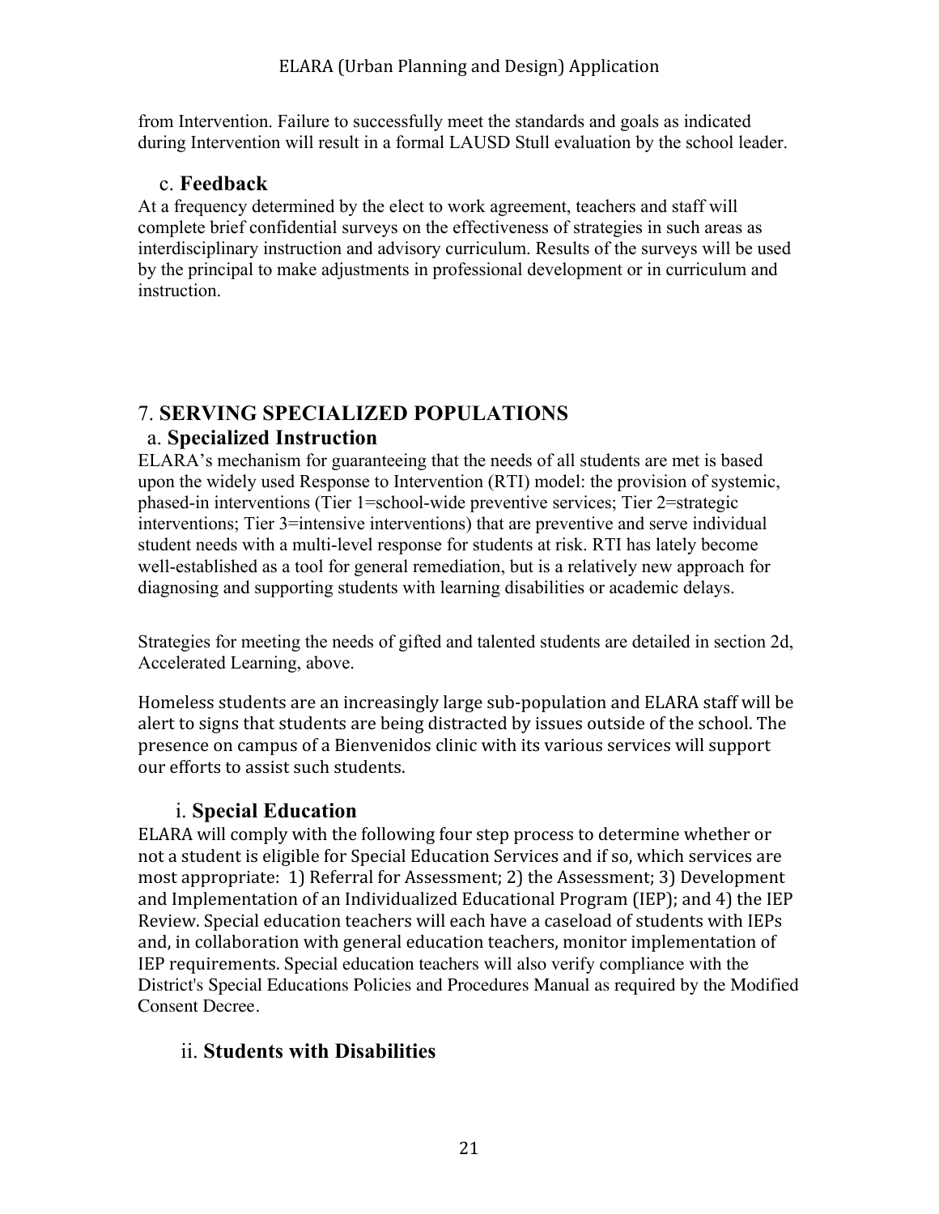from Intervention. Failure to successfully meet the standards and goals as indicated during Intervention will result in a formal LAUSD Stull evaluation by the school leader.

### c. Feedback

At a frequency determined by the elect to work agreement, teachers and staff will complete brief confidential surveys on the effectiveness of strategies in such areas as interdisciplinary instruction and advisory curriculum. Results of the surveys will be used by the principal to make adjustments in professional development or in curriculum and instruction.

## 7. SERVING SPECIALIZED POPULATIONS

### a. Specialized Instruction

ELARA's mechanism for guaranteeing that the needs of all students are met is based upon the widely used Response to Intervention (RTI) model: the provision of systemic, phased-in interventions (Tier 1=school-wide preventive services; Tier 2=strategic interventions; Tier 3=intensive interventions) that are preventive and serve individual student needs with a multi-level response for students at risk. RTI has lately become well-established as a tool for general remediation, but is a relatively new approach for diagnosing and supporting students with learning disabilities or academic delays.

Strategies for meeting the needs of gifted and talented students are detailed in section 2d, Accelerated Learning, above.

Homeless students are an increasingly large sub-population and ELARA staff will be alert to signs that students are being distracted by issues outside of the school. The presence on campus of a Bienvenidos clinic with its various services will support our efforts to assist such students.

#### i. Special Education

ELARA will comply with the following four step process to determine whether or not a student is eligible for Special Education Services and if so, which services are most appropriate: 1) Referral for Assessment; 2) the Assessment; 3) Development and Implementation of an Individualized Educational Program (IEP); and 4) the IEP Review. Special education teachers will each have a caseload of students with IEPs and, in collaboration with general education teachers, monitor implementation of IEP requirements. Special education teachers will also verify compliance with the District's Special Educations Policies and Procedures Manual as required by the Modified Consent Decree.

#### ii. Students with Disabilities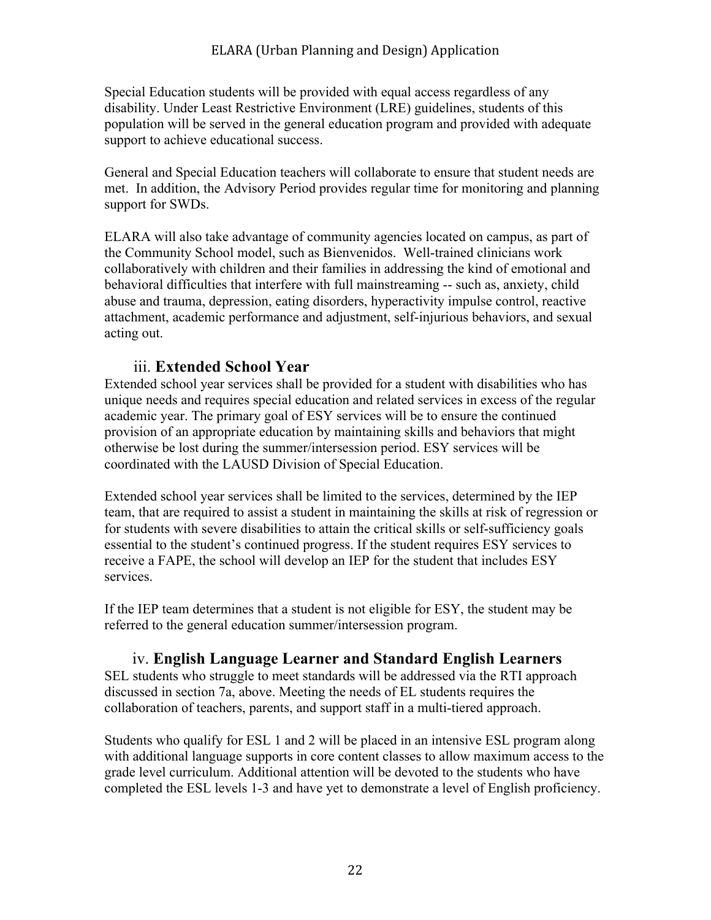Special Education students will be provided with equal access regardless of any disability. Under Least Restrictive Environment (LRE) guidelines, students of this population will be served in the general education program and provided with adequate support to achieve educational success.

General and Special Education teachers will collaborate to ensure that student needs are met. In addition, the Advisory Period provides regular time for monitoring and planning support for SWDs.

ELARA will also take advantage of community agencies located on campus, as part of the Community School model, such as Bienvenidos. Well-trained clinicians work collaboratively with children and their families in addressing the kind of emotional and behavioral difficulties that interfere with full mainstreaming -- such as, anxiety, child abuse and trauma, depression, eating disorders, hyperactivity impulse control, reactive attachment, academic performance and adjustment, self-injurious behaviors, and sexual acting out.

### iii. **Extended School Year**

Extended school year services shall be provided for a student with disabilities who has unique needs and requires special education and related services in excess of the regular academic year. The primary goal of ESY services will be to ensure the continued provision of an appropriate education by maintaining skills and behaviors that might otherwise be lost during the summer/intersession period. ESY services will be coordinated with the LAUSD Division of Special Education.

Extended school year services shall be limited to the services, determined by the IEP team, that are required to assist a student in maintaining the skills at risk of regression or for students with severe disabilities to attain the critical skills or self-sufficiency goals essential to the student's continued progress. If the student requires ESY services to receive a FAPE, the school will develop an IEP for the student that includes ESY services.

If the IEP team determines that a student is not eligible for ESY, the student may be referred to the general education summer/intersession program.

### iv. **English Language Learner and Standard English Learners**

SEL students who struggle to meet standards will be addressed via the RTI approach discussed in section 7a, above. Meeting the needs of EL students requires the collaboration of teachers, parents, and support staff in a multi-tiered approach.

Students who qualify for ESL 1 and 2 will be placed in an intensive ESL program along with additional language supports in core content classes to allow maximum access to the grade level curriculum. Additional attention will be devoted to the students who have completed the ESL levels 1-3 and have yet to demonstrate a level of English proficiency.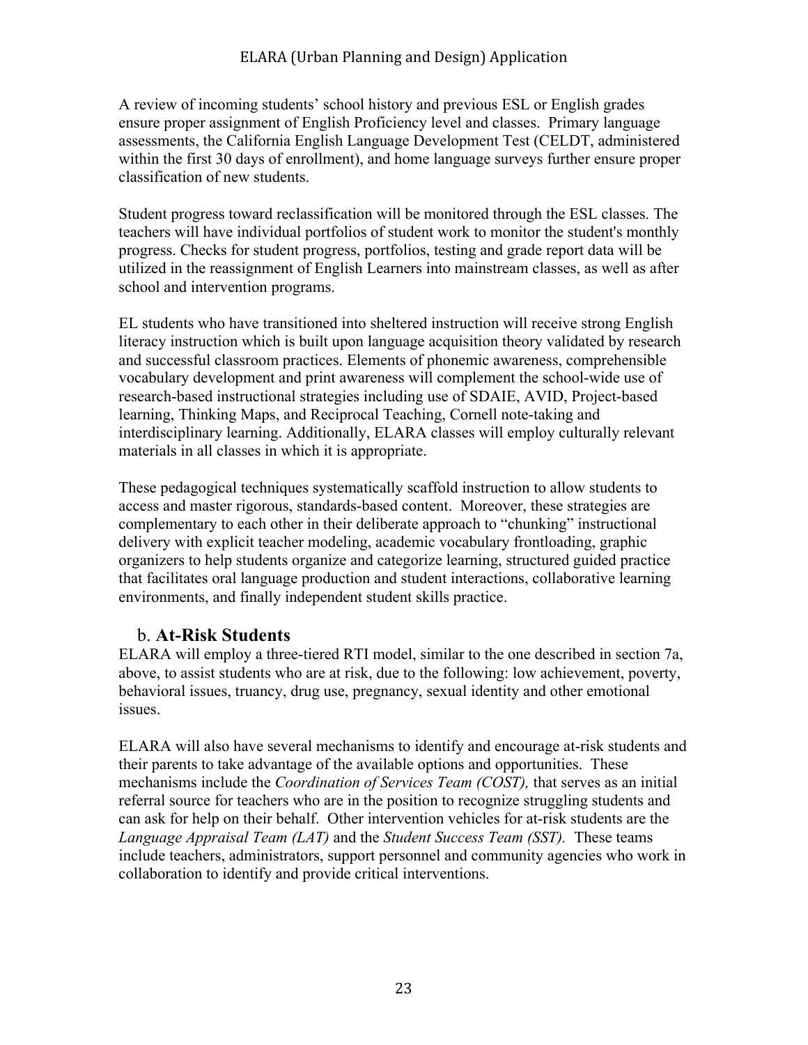A review of incoming students' school history and previous ESL or English grades ensure proper assignment of English Proficiency level and classes. Primary language assessments, the California English Language Development Test (CELDT, administered within the first 30 days of enrollment), and home language surveys further ensure proper classification of new students.

Student progress toward reclassification will be monitored through the ESL classes. The teachers will have individual portfolios of student work to monitor the student's monthly progress. Checks for student progress, portfolios, testing and grade report data will be utilized in the reassignment of English Learners into mainstream classes, as well as after school and intervention programs.

EL students who have transitioned into sheltered instruction will receive strong English literacy instruction which is built upon language acquisition theory validated by research and successful classroom practices. Elements of phonemic awareness, comprehensible vocabulary development and print awareness will complement the school-wide use of research-based instructional strategies including use of SDAIE, AVID, Project-based learning, Thinking Maps, and Reciprocal Teaching, Cornell note-taking and interdisciplinary learning. Additionally, ELARA classes will employ culturally relevant materials in all classes in which it is appropriate.

These pedagogical techniques systematically scaffold instruction to allow students to access and master rigorous, standards-based content. Moreover, these strategies are complementary to each other in their deliberate approach to "chunking" instructional delivery with explicit teacher modeling, academic vocabulary frontloading, graphic organizers to help students organize and categorize learning, structured guided practice that facilitates oral language production and student interactions, collaborative learning environments, and finally independent student skills practice.

### b. **At-Risk Students**

ELARA will employ a three-tiered RTI model, similar to the one described in section 7a, above, to assist students who are at risk, due to the following: low achievement, poverty, behavioral issues, truancy, drug use, pregnancy, sexual identity and other emotional issues.

ELARA will also have several mechanisms to identify and encourage at-risk students and their parents to take advantage of the available options and opportunities. These mechanisms include the *Coordination of Services Team (COST),* that serves as an initial referral source for teachers who are in the position to recognize struggling students and can ask for help on their behalf. Other intervention vehicles for at-risk students are the *Language Appraisal Team (LAT)* and the *Student Success Team (SST).* These teams include teachers, administrators, support personnel and community agencies who work in collaboration to identify and provide critical interventions.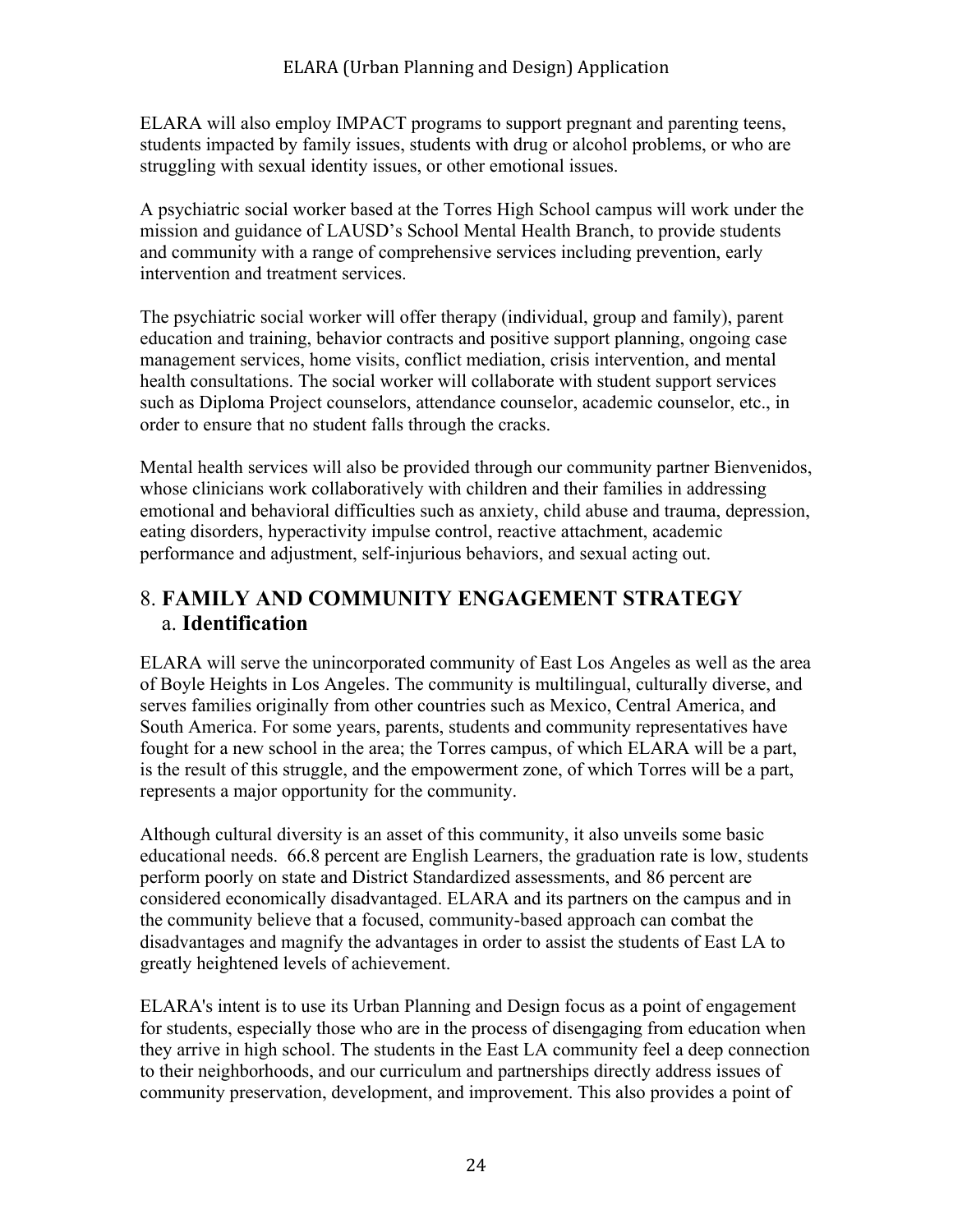ELARA will also employ IMPACT programs to support pregnant and parenting teens, students impacted by family issues, students with drug or alcohol problems, or who are struggling with sexual identity issues, or other emotional issues.

A psychiatric social worker based at the Torres High School campus will work under the mission and guidance of LAUSD's School Mental Health Branch, to provide students and community with a range of comprehensive services including prevention, early intervention and treatment services.

The psychiatric social worker will offer therapy (individual, group and family), parent education and training, behavior contracts and positive support planning, ongoing case management services, home visits, conflict mediation, crisis intervention, and mental health consultations. The social worker will collaborate with student support services such as Diploma Project counselors, attendance counselor, academic counselor, etc., in order to ensure that no student falls through the cracks.

Mental health services will also be provided through our community partner Bienvenidos, whose clinicians work collaboratively with children and their families in addressing emotional and behavioral difficulties such as anxiety, child abuse and trauma, depression, eating disorders, hyperactivity impulse control, reactive attachment, academic performance and adjustment, self-injurious behaviors, and sexual acting out.

## 8. FAMILY AND COMMUNITY ENGAGEMENT STRATEGY

### a. Identification

ELARA will serve the unincorporated community of East Los Angeles as well as the area of Boyle Heights in Los Angeles. The community is multilingual, culturally diverse, and serves families originally from other countries such as Mexico, Central America, and South America. For some years, parents, students and community representatives have fought for a new school in the area; the Torres campus, of which ELARA will be a part, is the result of this struggle, and the empowerment zone, of which Torres will be a part, represents a major opportunity for the community.

Although cultural diversity is an asset of this community, it also unveils some basic educational needs. 66.8 percent are English Learners, the graduation rate is low, students perform poorly on state and District Standardized assessments, and 86 percent are considered economically disadvantaged. ELARA and its partners on the campus and in the community believe that a focused, community-based approach can combat the disadvantages and magnify the advantages in order to assist the students of East LA to greatly heightened levels of achievement.

ELARA's intent is to use its Urban Planning and Design focus as a point of engagement for students, especially those who are in the process of disengaging from education when they arrive in high school. The students in the East LA community feel a deep connection to their neighborhoods, and our curriculum and partnerships directly address issues of community preservation, development, and improvement. This also provides a point of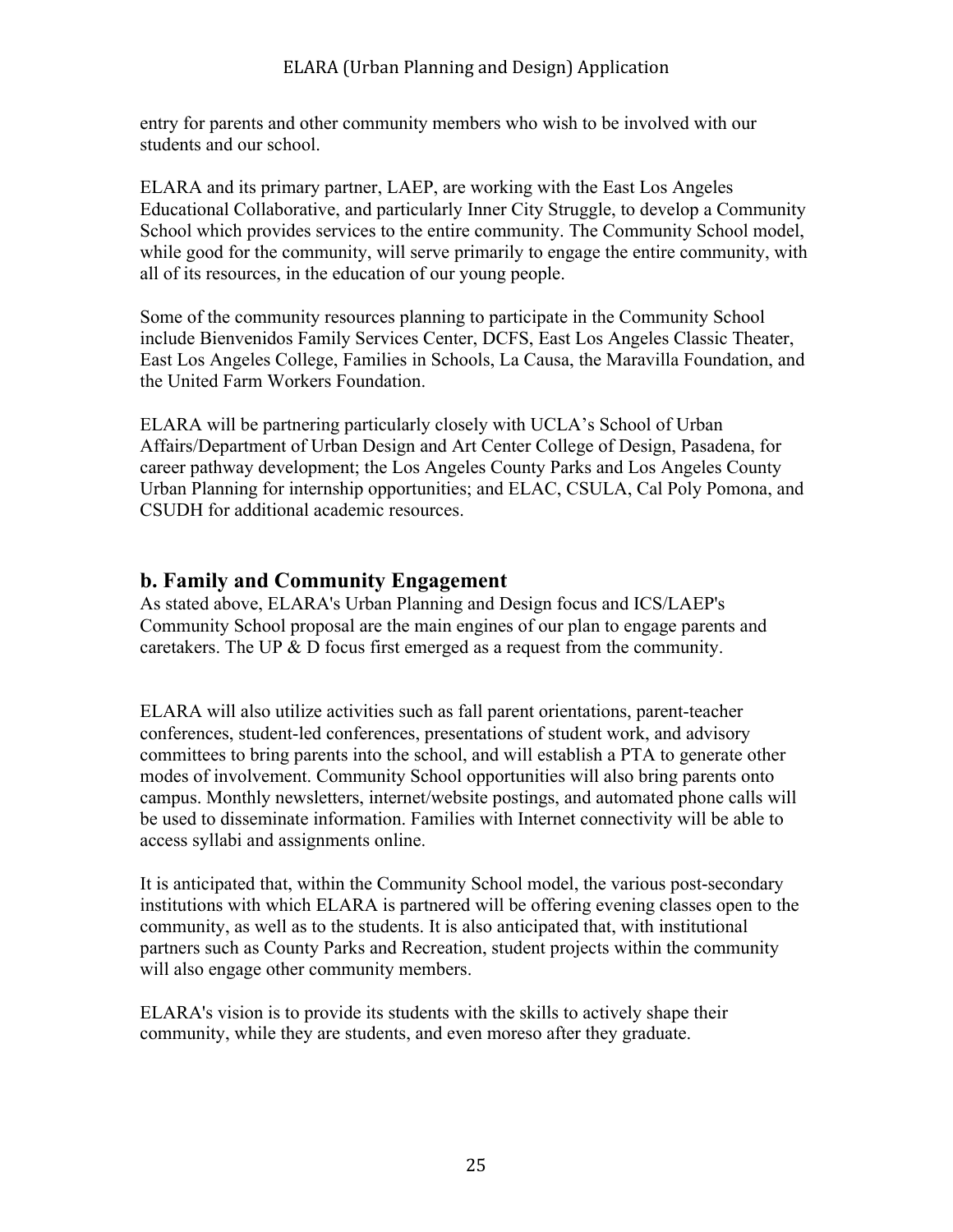entry for parents and other community members who wish to be involved with our students and our school.

ELARA and its primary partner, LAEP, are working with the East Los Angeles Educational Collaborative, and particularly Inner City Struggle, to develop a Community School which provides services to the entire community. The Community School model, while good for the community, will serve primarily to engage the entire community, with all of its resources, in the education of our young people.

Some of the community resources planning to participate in the Community School include Bienvenidos Family Services Center, DCFS, East Los Angeles Classic Theater, East Los Angeles College, Families in Schools, La Causa, the Maravilla Foundation, and the United Farm Workers Foundation.

ELARA will be partnering particularly closely with UCLA's School of Urban Affairs/Department of Urban Design and Art Center College of Design, Pasadena, for career pathway development; the Los Angeles County Parks and Los Angeles County Urban Planning for internship opportunities; and ELAC, CSULA, Cal Poly Pomona, and CSUDH for additional academic resources.

## b. Family and Community Engagement

As stated above, ELARA's Urban Planning and Design focus and ICS/LAEP's Community School proposal are the main engines of our plan to engage parents and caretakers. The UP & D focus first emerged as a request from the community.

ELARA will also utilize activities such as fall parent orientations, parent-teacher conferences, student-led conferences, presentations of student work, and advisory committees to bring parents into the school, and will establish a PTA to generate other modes of involvement. Community School opportunities will also bring parents onto campus. Monthly newsletters, internet/website postings, and automated phone calls will be used to disseminate information. Families with Internet connectivity will be able to access syllabi and assignments online.

It is anticipated that, within the Community School model, the various post-secondary institutions with which ELARA is partnered will be offering evening classes open to the community, as well as to the students. It is also anticipated that, with institutional partners such as County Parks and Recreation, student projects within the community will also engage other community members.

ELARA's vision is to provide its students with the skills to actively shape their community, while they are students, and even moreso after they graduate.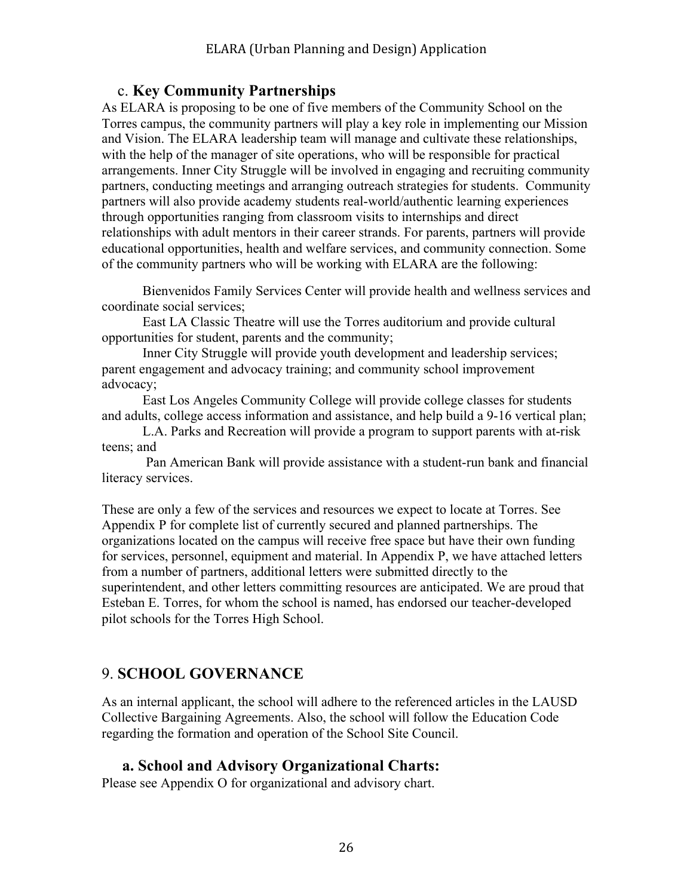### c. **Key Community Partnerships**

As ELARA is proposing to be one of five members of the Community School on the Torres campus, the community partners will play a key role in implementing our Mission and Vision. The ELARA leadership team will manage and cultivate these relationships, with the help of the manager of site operations, who will be responsible for practical arrangements. Inner City Struggle will be involved in engaging and recruiting community partners, conducting meetings and arranging outreach strategies for students. Community partners will also provide academy students real-world/authentic learning experiences through opportunities ranging from classroom visits to internships and direct relationships with adult mentors in their career strands. For parents, partners will provide educational opportunities, health and welfare services, and community connection. Some of the community partners who will be working with ELARA are the following:

Bienvenidos Family Services Center will provide health and wellness services and coordinate social services;

East LA Classic Theatre will use the Torres auditorium and provide cultural opportunities for student, parents and the community;

Inner City Struggle will provide youth development and leadership services; parent engagement and advocacy training; and community school improvement advocacy;

East Los Angeles Community College will provide college classes for students and adults, college access information and assistance, and help build a 9-16 vertical plan;

L.A. Parks and Recreation will provide a program to support parents with at-risk teens; and

Pan American Bank will provide assistance with a student-run bank and financial literacy services.

These are only a few of the services and resources we expect to locate at Torres. See Appendix P for complete list of currently secured and planned partnerships. The organizations located on the campus will receive free space but have their own funding for services, personnel, equipment and material. In Appendix P, we have attached letters from a number of partners, additional letters were submitted directly to the superintendent, and other letters committing resources are anticipated. We are proud that Esteban E. Torres, for whom the school is named, has endorsed our teacher-developed pilot schools for the Torres High School.

## 9. **SCHOOL GOVERNANCE**

As an internal applicant, the school will adhere to the referenced articles in the LAUSD Collective Bargaining Agreements. Also, the school will follow the Education Code regarding the formation and operation of the School Site Council.

### **a. School and Advisory Organizational Charts:**

Please see Appendix O for organizational and advisory chart.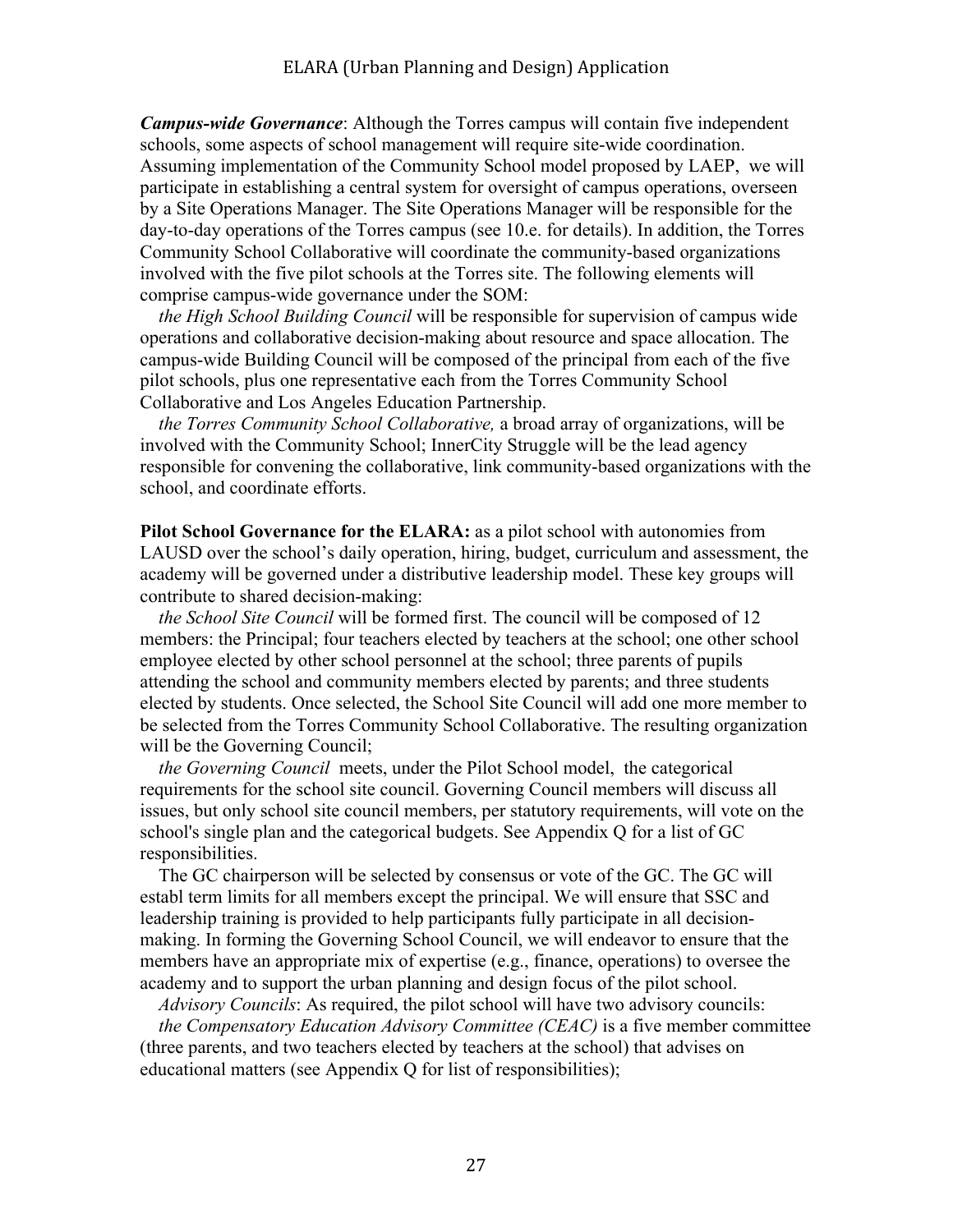***Campus-wide Governance***: Although the Torres campus will contain five independent schools, some aspects of school management will require site-wide coordination. Assuming implementation of the Community School model proposed by LAEP, we will participate in establishing a central system for oversight of campus operations, overseen by a Site Operations Manager. The Site Operations Manager will be responsible for the day-to-day operations of the Torres campus (see 10.e. for details). In addition, the Torres Community School Collaborative will coordinate the community-based organizations involved with the five pilot schools at the Torres site. The following elements will comprise campus-wide governance under the SOM:

*the High School Building Council* will be responsible for supervision of campus wide operations and collaborative decision-making about resource and space allocation. The campus-wide Building Council will be composed of the principal from each of the five pilot schools, plus one representative each from the Torres Community School Collaborative and Los Angeles Education Partnership.

*the Torres Community School Collaborative,* a broad array of organizations, will be involved with the Community School; InnerCity Struggle will be the lead agency responsible for convening the collaborative, link community-based organizations with the school, and coordinate efforts.

**Pilot School Governance for the ELARA:** as a pilot school with autonomies from LAUSD over the school's daily operation, hiring, budget, curriculum and assessment, the academy will be governed under a distributive leadership model. These key groups will contribute to shared decision-making:

*the School Site Council* will be formed first. The council will be composed of 12 members: the Principal; four teachers elected by teachers at the school; one other school employee elected by other school personnel at the school; three parents of pupils attending the school and community members elected by parents; and three students elected by students. Once selected, the School Site Council will add one more member to be selected from the Torres Community School Collaborative. The resulting organization will be the Governing Council;

*the Governing Council* meets, under the Pilot School model, the categorical requirements for the school site council. Governing Council members will discuss all issues, but only school site council members, per statutory requirements, will vote on the school's single plan and the categorical budgets. See Appendix Q for a list of GC responsibilities.

The GC chairperson will be selected by consensus or vote of the GC. The GC will establ term limits for all members except the principal. We will ensure that SSC and leadership training is provided to help participants fully participate in all decision-making. In forming the Governing School Council, we will endeavor to ensure that the members have an appropriate mix of expertise (e.g., finance, operations) to oversee the academy and to support the urban planning and design focus of the pilot school.

*Advisory Councils*: As required, the pilot school will have two advisory councils:

*the Compensatory Education Advisory Committee (CEAC)* is a five member committee (three parents, and two teachers elected by teachers at the school) that advises on educational matters (see Appendix Q for list of responsibilities);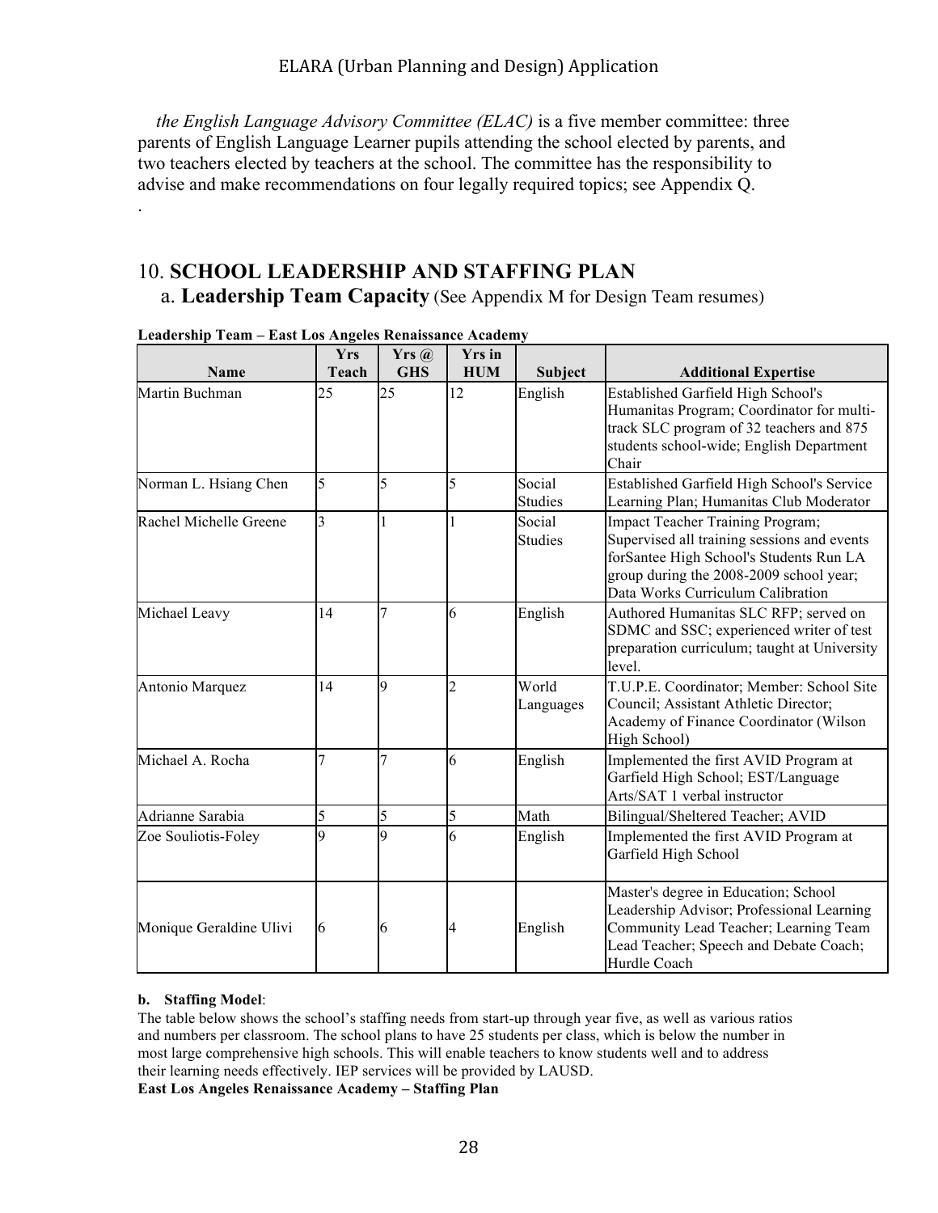*the English Language Advisory Committee (ELAC)* is a five member committee: three parents of English Language Learner pupils attending the school elected by parents, and two teachers elected by teachers at the school. The committee has the responsibility to advise and make recommendations on four legally required topics; see Appendix Q.

.

## 10. **SCHOOL LEADERSHIP AND STAFFING PLAN**

### a. **Leadership Team Capacity** (See Appendix M for Design Team resumes)

**Leadership Team – East Los Angeles Renaissance Academy**

| Name | Yrs Teach | Yrs @ GHS | Yrs in HUM | Subject | Additional Expertise |
|---|---|---|---|---|---|
| Martin Buchman | 25 | 25 | 12 | English | Established Garfield High School's Humanitas Program; Coordinator for multi-track SLC program of 32 teachers and 875 students school-wide; English Department Chair |
| Norman L. Hsiang Chen | 5 | 5 | 5 | Social Studies | Established Garfield High School's Service Learning Plan; Humanitas Club Moderator |
| Rachel Michelle Greene | 3 | 1 | 1 | Social Studies | Impact Teacher Training Program; Supervised all training sessions and events forSantee High School's Students Run LA group during the 2008-2009 school year; Data Works Curriculum Calibration |
| Michael Leavy | 14 | 7 | 6 | English | Authored Humanitas SLC RFP; served on SDMC and SSC; experienced writer of test preparation curriculum; taught at University level. |
| Antonio Marquez | 14 | 9 | 2 | World Languages | T.U.P.E. Coordinator; Member: School Site Council; Assistant Athletic Director; Academy of Finance Coordinator (Wilson High School) |
| Michael A. Rocha | 7 | 7 | 6 | English | Implemented the first AVID Program at Garfield High School; EST/Language Arts/SAT 1 verbal instructor |
| Adrianne Sarabia | 5 | 5 | 5 | Math | Bilingual/Sheltered Teacher; AVID |
| Zoe Souliotis-Foley | 9 | 9 | 6 | English | Implemented the first AVID Program at Garfield High School |
| Monique Geraldine Ulivi | 6 | 6 | 4 | English | Master's degree in Education; School Leadership Advisor; Professional Learning Community Lead Teacher; Learning Team Lead Teacher; Speech and Debate Coach; Hurdle Coach |

**b. Staffing Model**:

The table below shows the school's staffing needs from start-up through year five, as well as various ratios and numbers per classroom. The school plans to have 25 students per class, which is below the number in most large comprehensive high schools. This will enable teachers to know students well and to address their learning needs effectively. IEP services will be provided by LAUSD.

**East Los Angeles Renaissance Academy – Staffing Plan**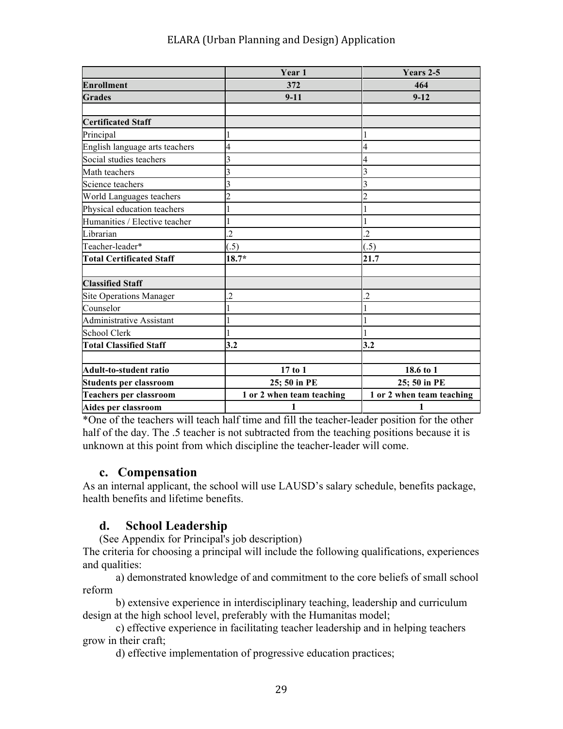| | Year 1 | Years 2-5 |
|---|---|---|
| **Enrollment** | **372** | **464** |
| **Grades** | **9-11** | **9-12** |
| | | |
| **Certificated Staff** | | |
| Principal | 1 | 1 |
| English language arts teachers | 4 | 4 |
| Social studies teachers | 3 | 4 |
| Math teachers | 3 | 3 |
| Science teachers | 3 | 3 |
| World Languages teachers | 2 | 2 |
| Physical education teachers | 1 | 1 |
| Humanities / Elective teacher | 1 | 1 |
| Librarian | .2 | .2 |
| Teacher-leader* | (.5) | (.5) |
| **Total Certificated Staff** | **18.7*** | **21.7** |
| | | |
| **Classified Staff** | | |
| Site Operations Manager | .2 | .2 |
| Counselor | 1 | 1 |
| Administrative Assistant | 1 | 1 |
| School Clerk | 1 | 1 |
| **Total Classified Staff** | **3.2** | **3.2** |
| | | |
| **Adult-to-student ratio** | **17 to 1** | **18.6 to 1** |
| **Students per classroom** | **25; 50 in PE** | **25; 50 in PE** |
| **Teachers per classroom** | **1 or 2 when team teaching** | **1 or 2 when team teaching** |
| **Aides per classroom** | **1** | **1** |

*One of the teachers will teach half time and fill the teacher-leader position for the other half of the day. The .5 teacher is not subtracted from the teaching positions because it is unknown at this point from which discipline the teacher-leader will come.

## c. Compensation

As an internal applicant, the school will use LAUSD's salary schedule, benefits package, health benefits and lifetime benefits.

## d. School Leadership

(See Appendix for Principal's job description)

The criteria for choosing a principal will include the following qualifications, experiences and qualities:

a) demonstrated knowledge of and commitment to the core beliefs of small school reform

b) extensive experience in interdisciplinary teaching, leadership and curriculum design at the high school level, preferably with the Humanitas model;

c) effective experience in facilitating teacher leadership and in helping teachers grow in their craft;

d) effective implementation of progressive education practices;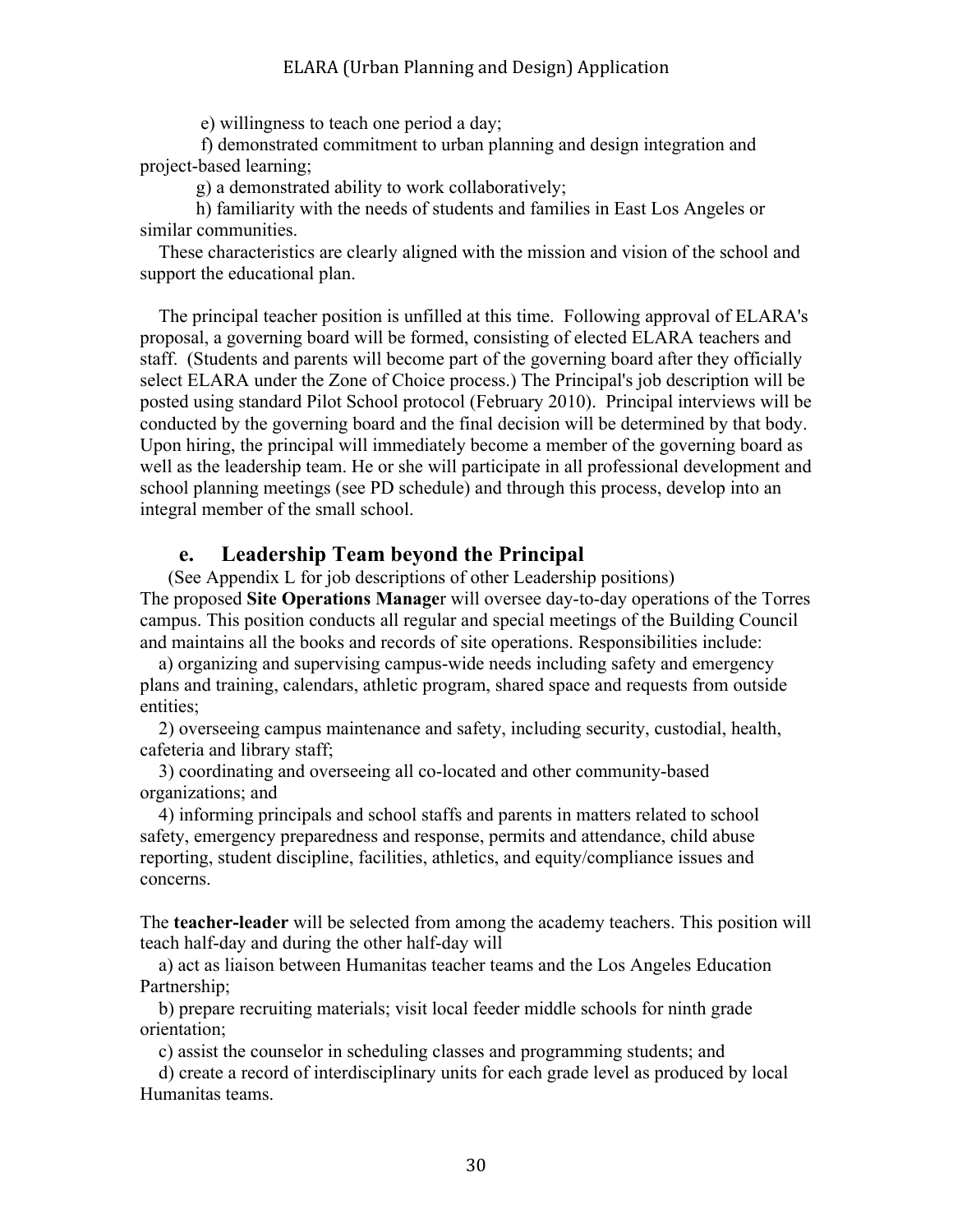e) willingness to teach one period a day;

f) demonstrated commitment to urban planning and design integration and project-based learning;

g) a demonstrated ability to work collaboratively;

h) familiarity with the needs of students and families in East Los Angeles or similar communities.

These characteristics are clearly aligned with the mission and vision of the school and support the educational plan.

The principal teacher position is unfilled at this time. Following approval of ELARA's proposal, a governing board will be formed, consisting of elected ELARA teachers and staff. (Students and parents will become part of the governing board after they officially select ELARA under the Zone of Choice process.) The Principal's job description will be posted using standard Pilot School protocol (February 2010). Principal interviews will be conducted by the governing board and the final decision will be determined by that body. Upon hiring, the principal will immediately become a member of the governing board as well as the leadership team. He or she will participate in all professional development and school planning meetings (see PD schedule) and through this process, develop into an integral member of the small school.

## e. Leadership Team beyond the Principal

(See Appendix L for job descriptions of other Leadership positions)

The proposed **Site Operations Manage**r will oversee day-to-day operations of the Torres campus. This position conducts all regular and special meetings of the Building Council and maintains all the books and records of site operations. Responsibilities include:

a) organizing and supervising campus-wide needs including safety and emergency plans and training, calendars, athletic program, shared space and requests from outside entities;

2) overseeing campus maintenance and safety, including security, custodial, health, cafeteria and library staff;

3) coordinating and overseeing all co-located and other community-based organizations; and

4) informing principals and school staffs and parents in matters related to school safety, emergency preparedness and response, permits and attendance, child abuse reporting, student discipline, facilities, athletics, and equity/compliance issues and concerns.

The **teacher-leader** will be selected from among the academy teachers. This position will teach half-day and during the other half-day will

a) act as liaison between Humanitas teacher teams and the Los Angeles Education Partnership;

b) prepare recruiting materials; visit local feeder middle schools for ninth grade orientation;

c) assist the counselor in scheduling classes and programming students; and

d) create a record of interdisciplinary units for each grade level as produced by local Humanitas teams.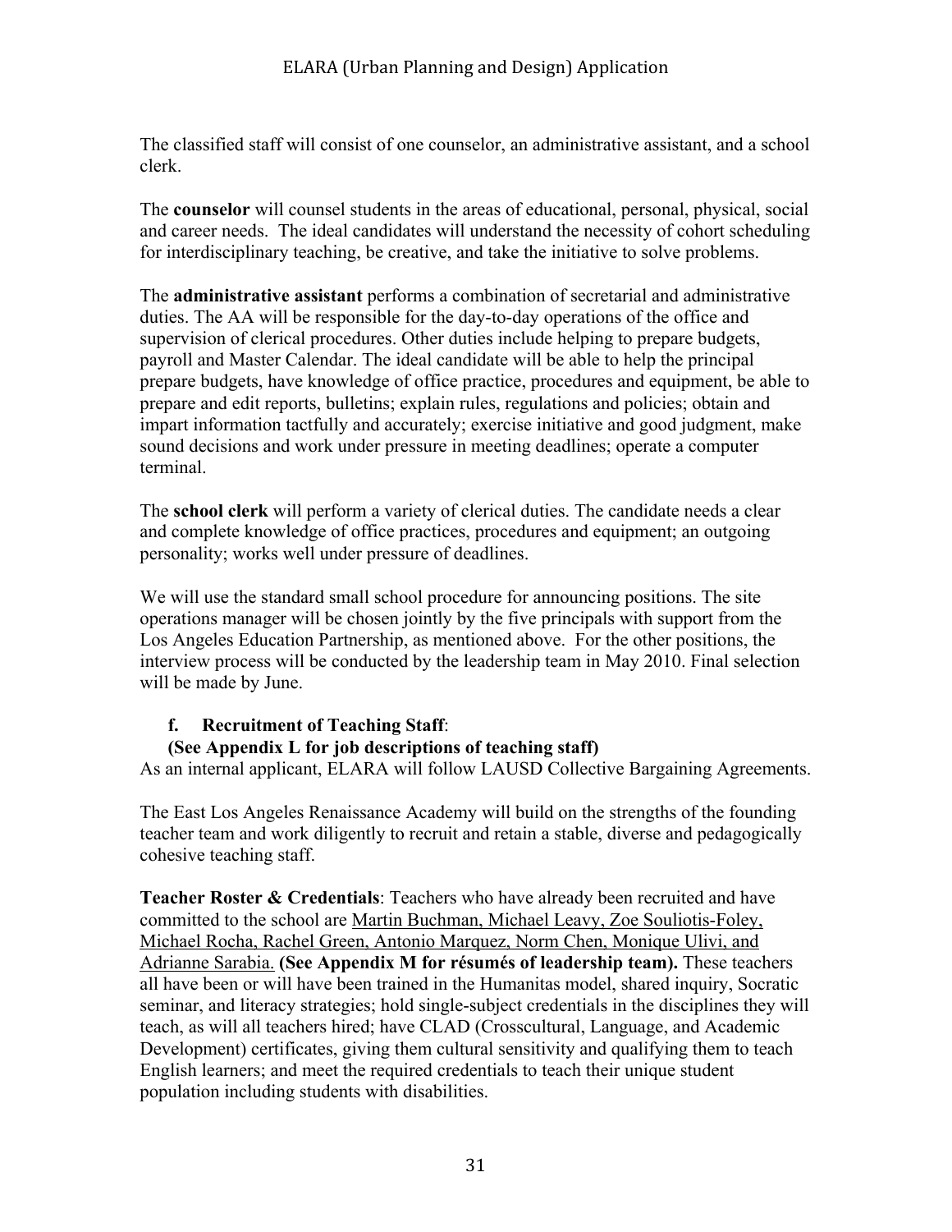The classified staff will consist of one counselor, an administrative assistant, and a school clerk.

The **counselor** will counsel students in the areas of educational, personal, physical, social and career needs. The ideal candidates will understand the necessity of cohort scheduling for interdisciplinary teaching, be creative, and take the initiative to solve problems.

The **administrative assistant** performs a combination of secretarial and administrative duties. The AA will be responsible for the day-to-day operations of the office and supervision of clerical procedures. Other duties include helping to prepare budgets, payroll and Master Calendar. The ideal candidate will be able to help the principal prepare budgets, have knowledge of office practice, procedures and equipment, be able to prepare and edit reports, bulletins; explain rules, regulations and policies; obtain and impart information tactfully and accurately; exercise initiative and good judgment, make sound decisions and work under pressure in meeting deadlines; operate a computer terminal.

The **school clerk** will perform a variety of clerical duties. The candidate needs a clear and complete knowledge of office practices, procedures and equipment; an outgoing personality; works well under pressure of deadlines.

We will use the standard small school procedure for announcing positions. The site operations manager will be chosen jointly by the five principals with support from the Los Angeles Education Partnership, as mentioned above. For the other positions, the interview process will be conducted by the leadership team in May 2010. Final selection will be made by June.

**f. Recruitment of Teaching Staff**:
**(See Appendix L for job descriptions of teaching staff)**

As an internal applicant, ELARA will follow LAUSD Collective Bargaining Agreements.

The East Los Angeles Renaissance Academy will build on the strengths of the founding teacher team and work diligently to recruit and retain a stable, diverse and pedagogically cohesive teaching staff.

**Teacher Roster & Credentials**: Teachers who have already been recruited and have committed to the school are Martin Buchman, Michael Leavy, Zoe Souliotis-Foley, Michael Rocha, Rachel Green, Antonio Marquez, Norm Chen, Monique Ulivi, and Adrianne Sarabia. **(See Appendix M for résumés of leadership team).** These teachers all have been or will have been trained in the Humanitas model, shared inquiry, Socratic seminar, and literacy strategies; hold single-subject credentials in the disciplines they will teach, as will all teachers hired; have CLAD (Crosscultural, Language, and Academic Development) certificates, giving them cultural sensitivity and qualifying them to teach English learners; and meet the required credentials to teach their unique student population including students with disabilities.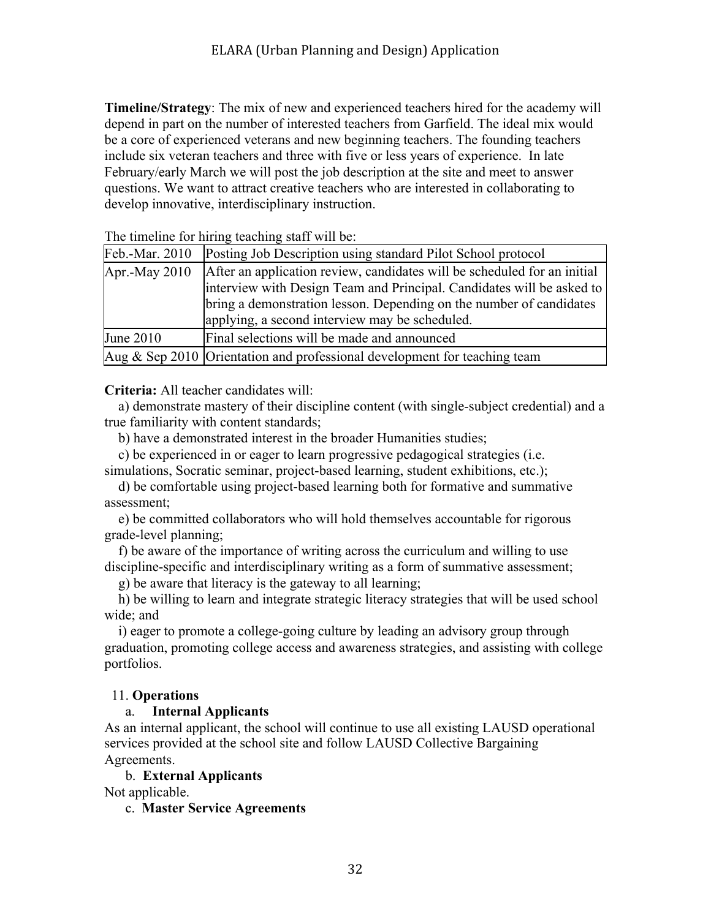**Timeline/Strategy**: The mix of new and experienced teachers hired for the academy will depend in part on the number of interested teachers from Garfield. The ideal mix would be a core of experienced veterans and new beginning teachers. The founding teachers include six veteran teachers and three with five or less years of experience. In late February/early March we will post the job description at the site and meet to answer questions. We want to attract creative teachers who are interested in collaborating to develop innovative, interdisciplinary instruction.

The timeline for hiring teaching staff will be:

| | |
|---|---|
| Feb.-Mar. 2010 | Posting Job Description using standard Pilot School protocol |
| Apr.-May 2010 | After an application review, candidates will be scheduled for an initial interview with Design Team and Principal. Candidates will be asked to bring a demonstration lesson. Depending on the number of candidates applying, a second interview may be scheduled. |
| June 2010 | Final selections will be made and announced |
| Aug & Sep 2010 | Orientation and professional development for teaching team |

**Criteria:** All teacher candidates will:

a) demonstrate mastery of their discipline content (with single-subject credential) and a true familiarity with content standards;

b) have a demonstrated interest in the broader Humanities studies;

c) be experienced in or eager to learn progressive pedagogical strategies (i.e. simulations, Socratic seminar, project-based learning, student exhibitions, etc.);

d) be comfortable using project-based learning both for formative and summative assessment;

e) be committed collaborators who will hold themselves accountable for rigorous grade-level planning;

f) be aware of the importance of writing across the curriculum and willing to use discipline-specific and interdisciplinary writing as a form of summative assessment;

g) be aware that literacy is the gateway to all learning;

h) be willing to learn and integrate strategic literacy strategies that will be used school wide; and

i) eager to promote a college-going culture by leading an advisory group through graduation, promoting college access and awareness strategies, and assisting with college portfolios.

11. **Operations**

a. **Internal Applicants**

As an internal applicant, the school will continue to use all existing LAUSD operational services provided at the school site and follow LAUSD Collective Bargaining Agreements.

b. **External Applicants**

Not applicable.

c. **Master Service Agreements**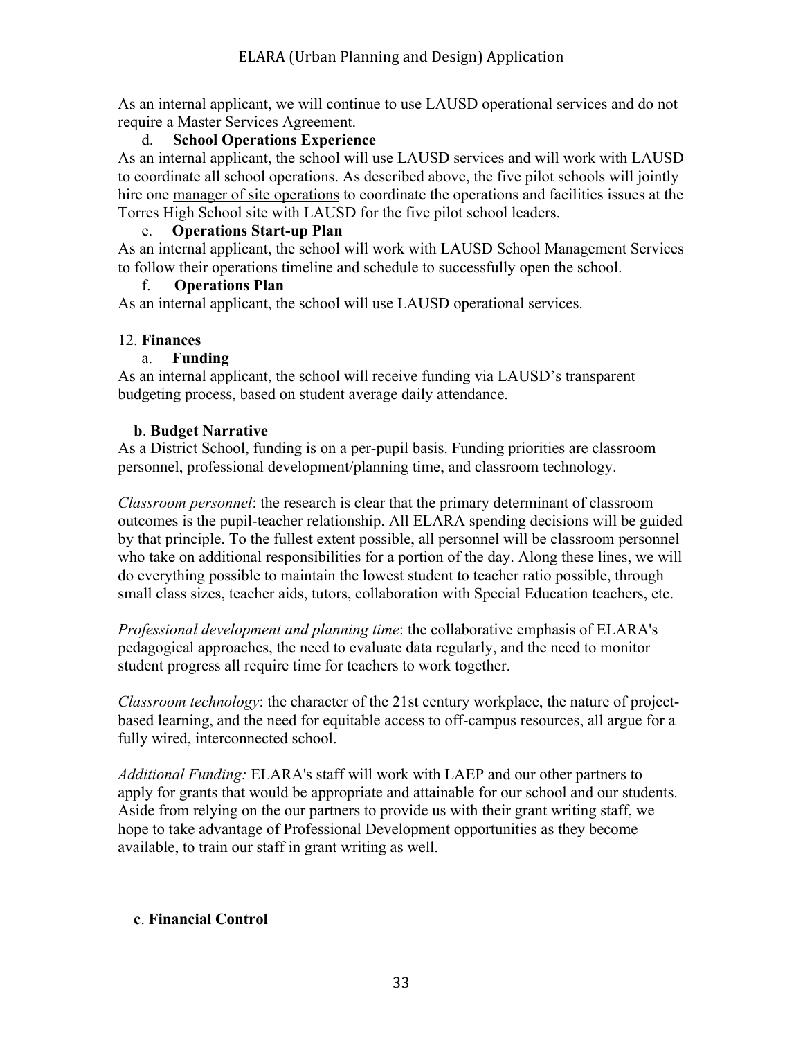As an internal applicant, we will continue to use LAUSD operational services and do not require a Master Services Agreement.

d. **School Operations Experience**

As an internal applicant, the school will use LAUSD services and will work with LAUSD to coordinate all school operations. As described above, the five pilot schools will jointly hire one manager of site operations to coordinate the operations and facilities issues at the Torres High School site with LAUSD for the five pilot school leaders.

e. **Operations Start-up Plan**

As an internal applicant, the school will work with LAUSD School Management Services to follow their operations timeline and schedule to successfully open the school.

f. **Operations Plan**

As an internal applicant, the school will use LAUSD operational services.

12. **Finances**

a. **Funding**

As an internal applicant, the school will receive funding via LAUSD's transparent budgeting process, based on student average daily attendance.

**b**. **Budget Narrative**

As a District School, funding is on a per-pupil basis. Funding priorities are classroom personnel, professional development/planning time, and classroom technology.

*Classroom personnel*: the research is clear that the primary determinant of classroom outcomes is the pupil-teacher relationship. All ELARA spending decisions will be guided by that principle. To the fullest extent possible, all personnel will be classroom personnel who take on additional responsibilities for a portion of the day. Along these lines, we will do everything possible to maintain the lowest student to teacher ratio possible, through small class sizes, teacher aids, tutors, collaboration with Special Education teachers, etc.

*Professional development and planning time*: the collaborative emphasis of ELARA's pedagogical approaches, the need to evaluate data regularly, and the need to monitor student progress all require time for teachers to work together.

*Classroom technology*: the character of the 21st century workplace, the nature of project-based learning, and the need for equitable access to off-campus resources, all argue for a fully wired, interconnected school.

*Additional Funding:* ELARA's staff will work with LAEP and our other partners to apply for grants that would be appropriate and attainable for our school and our students. Aside from relying on the our partners to provide us with their grant writing staff, we hope to take advantage of Professional Development opportunities as they become available, to train our staff in grant writing as well.

**c**. **Financial Control**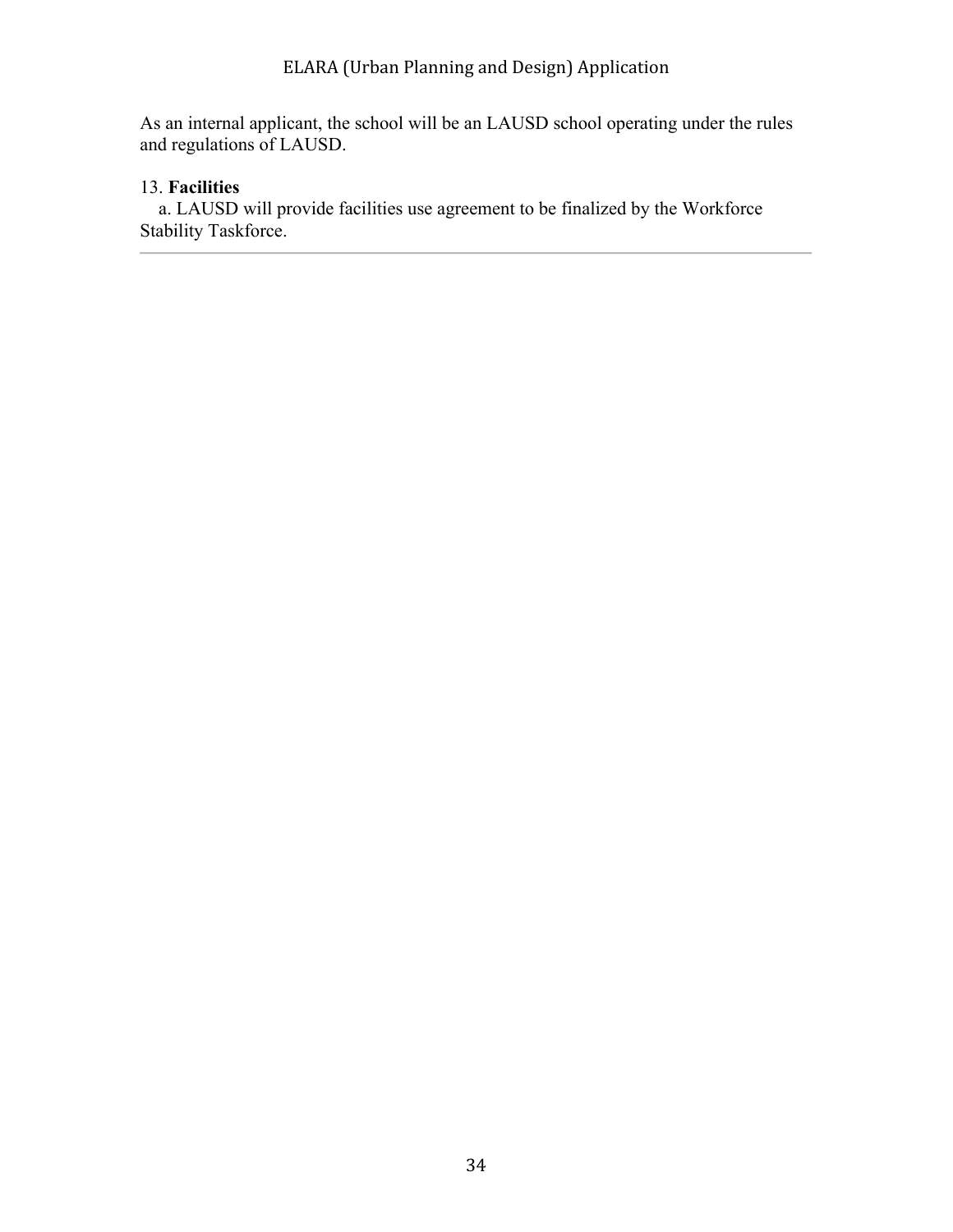As an internal applicant, the school will be an LAUSD school operating under the rules and regulations of LAUSD.

13. **Facilities**

a. LAUSD will provide facilities use agreement to be finalized by the Workforce Stability Taskforce.

---